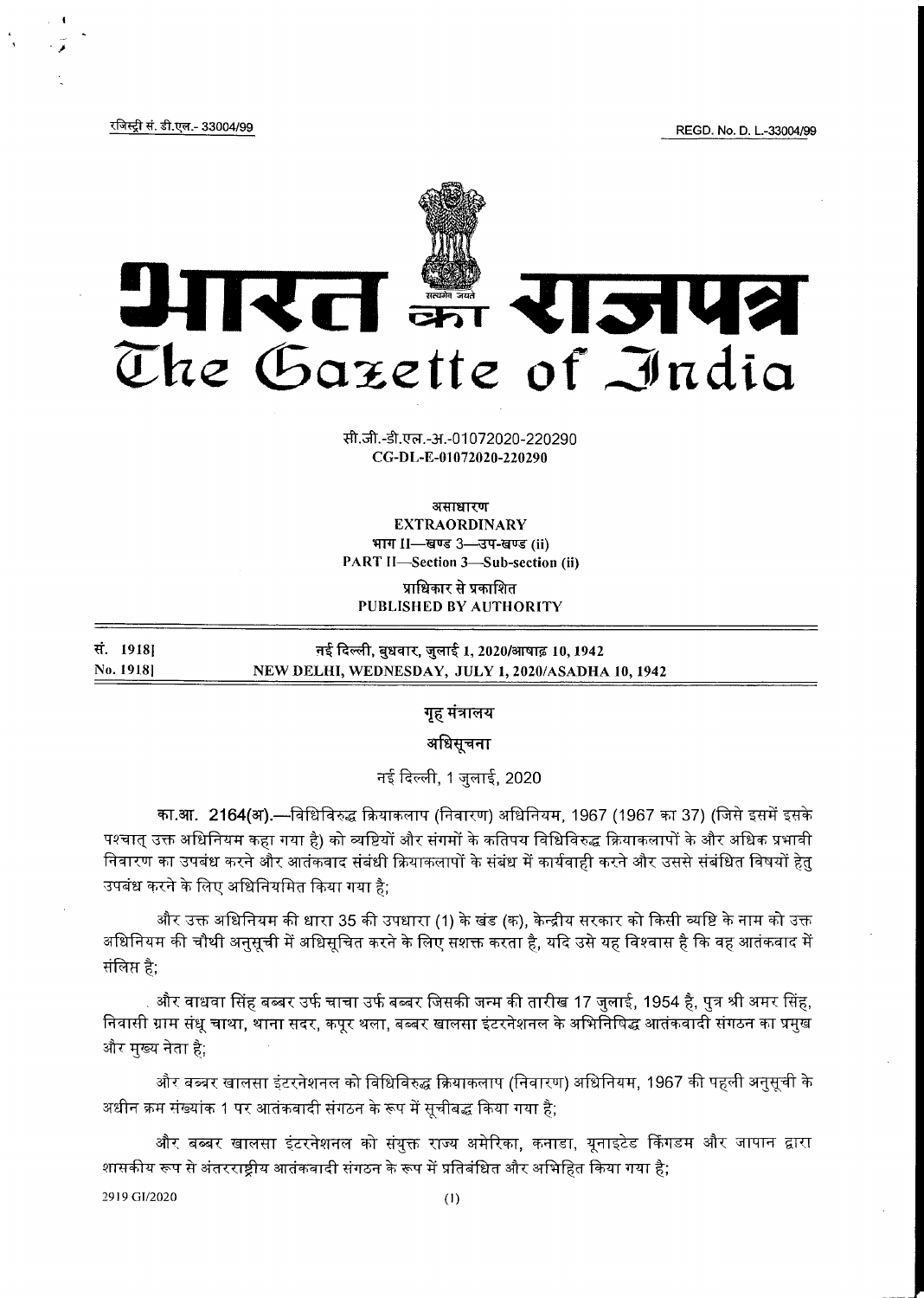रजिस्ट्री सं. डी.एल.- 33004/99 REGD. No. D. L.-33004/99

# भारत का राजपत्र
# The Gazette of India

सी.जी.-डी.एल.-अ.-01072020-220290
CG-DL-E-01072020-220290

असाधारण
EXTRAORDINARY
भाग II—खण्ड 3—उप-खण्ड (ii)
PART II—Section 3—Sub-section (ii)

प्राधिकार से प्रकाशित
PUBLISHED BY AUTHORITY

| सं. 1918] | नई दिल्ली, बुधवार, जुलाई 1, 2020/आषाढ़ 10, 1942 |
|---|---|
| No. 1918] | NEW DELHI, WEDNESDAY, JULY 1, 2020/ASADHA 10, 1942 |

## गृह मंत्रालय

## अधिसूचना

नई दिल्ली, 1 जुलाई, 2020

**का.आ. 2164(अ).**—विधिविरुद्ध क्रियाकलाप (निवारण) अधिनियम, 1967 (1967 का 37) (जिसे इसमें इसके पश्चात् उक्त अधिनियम कहा गया है) को व्यष्टियों और संगमों के कतिपय विधिविरुद्ध क्रियाकलापों के और अधिक प्रभावी निवारण का उपबंध करने और आतंकवाद संबंधी क्रियाकलापों के संबंध में कार्यवाही करने और उससे संबंधित विषयों हेतु उपबंध करने के लिए अधिनियमित किया गया है;

और उक्त अधिनियम की धारा 35 की उपधारा (1) के खंड (क), केन्द्रीय सरकार को किसी व्यष्टि के नाम को उक्त अधिनियम की चौथी अनुसूची में अधिसूचित करने के लिए सशक्त करता है, यदि उसे यह विश्वास है कि वह आतंकवाद में संलिप्त है;

और वाधवा सिंह बब्बर उर्फ चाचा उर्फ बब्बर जिसकी जन्म की तारीख 17 जुलाई, 1954 है, पुत्र श्री अमर सिंह, निवासी ग्राम संधू चाथा, थाना सदर, कपूर थला, बब्बर खालसा इंटरनेशनल के अभिनिषिद्ध आतंकवादी संगठन का प्रमुख और मुख्य नेता है;

और बब्बर खालसा इंटरनेशनल को विधिविरुद्ध क्रियाकलाप (निवारण) अधिनियम, 1967 की पहली अनुसूची के अधीन क्रम संख्यांक 1 पर आतंकवादी संगठन के रूप में सूचीबद्ध किया गया है;

और बब्बर खालसा इंटरनेशनल को संयुक्त राज्य अमेरिका, कनाडा, यूनाइटेड किंगडम और जापान द्वारा शासकीय रूप से अंतरराष्ट्रीय आतंकवादी संगठन के रूप में प्रतिबंधित और अभिहित किया गया है;

2919 GI/2020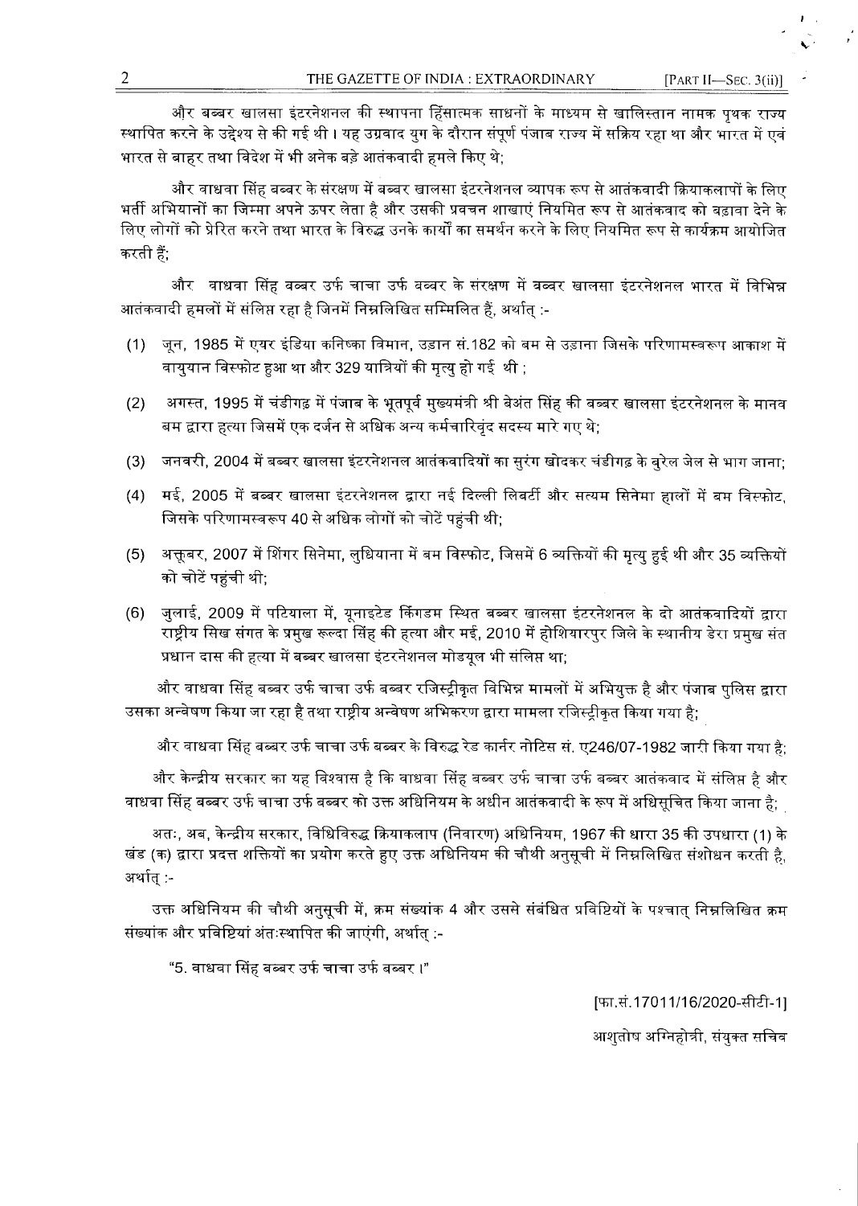और बब्बर खालसा इंटरनेशनल की स्थापना हिंसात्मक साधनों के माध्यम से खालिस्तान नामक पृथक राज्य स्थापित करने के उद्देश्य से की गई थी । यह उग्रवाद युग के दौरान संपूर्ण पंजाब राज्य में सक्रिय रहा था और भारत में एवं भारत से बाहर तथा विदेश में भी अनेक बड़े आतंकवादी हमले किए थे;

और वाधवा सिंह बब्बर के संरक्षण में बब्बर खालसा इंटरनेशनल व्यापक रूप से आतंकवादी क्रियाकलापों के लिए भर्ती अभियानों का जिम्मा अपने ऊपर लेता है और उसकी प्रवचन शाखाएं नियमित रूप से आतंकवाद को बढ़ावा देने के लिए लोगों को प्रेरित करने तथा भारत के विरुद्ध उनके कार्यों का समर्थन करने के लिए नियमित रूप से कार्यक्रम आयोजित करती हैं;

और वाधवा सिंह बब्बर उर्फ चाचा उर्फ बब्बर के संरक्षण में बब्बर खालसा इंटरनेशनल भारत में विभिन्न आतंकवादी हमलों में संलिप्त रहा है जिनमें निम्नलिखित सम्मिलित हैं, अर्थात् :-

(1) जून, 1985 में एयर इंडिया कनिष्का विमान, उड़ान सं.182 को बम से उड़ाना जिसके परिणामस्वरूप आकाश में वायुयान विस्फोट हुआ था और 329 यात्रियों की मृत्यु हो गई थी ;

(2) अगस्त, 1995 में चंडीगढ़ में पंजाब के भूतपूर्व मुख्यमंत्री श्री बेअंत सिंह की बब्बर खालसा इंटरनेशनल के मानव बम द्वारा हत्या जिसमें एक दर्जन से अधिक अन्य कर्मचारिवृंद सदस्य मारे गए थे;

(3) जनवरी, 2004 में बब्बर खालसा इंटरनेशनल आतंकवादियों का सुरंग खोदकर चंडीगढ़ के बुरैल जेल से भाग जाना;

(4) मई, 2005 में बब्बर खालसा इंटरनेशनल द्वारा नई दिल्ली लिबर्टी और सत्यम सिनेमा हालों में बम विस्फोट, जिसके परिणामस्वरूप 40 से अधिक लोगों को चोटें पहुंची थी;

(5) अक्तूबर, 2007 में शिंगर सिनेमा, लुधियाना में बम विस्फोट, जिसमें 6 व्यक्तियों की मृत्यु हुई थी और 35 व्यक्तियों को चोटें पहुंची थी;

(6) जुलाई, 2009 में पटियाला में, यूनाइटेड किंगडम स्थित बब्बर खालसा इंटरनेशनल के दो आतंकवादियों द्वारा राष्ट्रीय सिख संगत के प्रमुख रूल्दा सिंह की हत्या और मई, 2010 में होशियारपुर जिले के स्थानीय डेरा प्रमुख संत प्रधान दास की हत्या में बब्बर खालसा इंटरनेशनल मोडयूल भी संलिप्त था;

और वाधवा सिंह बब्बर उर्फ चाचा उर्फ बब्बर रजिस्ट्रीकृत विभिन्न मामलों में अभियुक्त है और पंजाब पुलिस द्वारा उसका अन्वेषण किया जा रहा है तथा राष्ट्रीय अन्वेषण अभिकरण द्वारा मामला रजिस्ट्रीकृत किया गया है;

और वाधवा सिंह बब्बर उर्फ चाचा उर्फ बब्बर के विरुद्ध रेड कार्नर नोटिस सं. ए246/07-1982 जारी किया गया है;

और केन्द्रीय सरकार का यह विश्वास है कि वाधवा सिंह बब्बर उर्फ चाचा उर्फ बब्बर आतंकवाद में संलिप्त है और वाधवा सिंह बब्बर उर्फ चाचा उर्फ बब्बर को उक्त अधिनियम के अधीन आतंकवादी के रूप में अधिसूचित किया जाना है;

अतः, अब, केन्द्रीय सरकार, विधिविरुद्ध क्रियाकलाप (निवारण) अधिनियम, 1967 की धारा 35 की उपधारा (1) के खंड (क) द्वारा प्रदत्त शक्तियों का प्रयोग करते हुए उक्त अधिनियम की चौथी अनुसूची में निम्नलिखित संशोधन करती है, अर्थात् :-

उक्त अधिनियम की चौथी अनुसूची में, क्रम संख्यांक 4 और उससे संबंधित प्रविष्टियों के पश्चात् निम्नलिखित क्रम संख्यांक और प्रविष्टियां अंतःस्थापित की जाएंगी, अर्थात् :-

"5. वाधवा सिंह बब्बर उर्फ चाचा उर्फ बब्बर ।"

[फा.सं.17011/16/2020-सीटी-1]

आशुतोष अग्निहोत्री, संयुक्त सचिव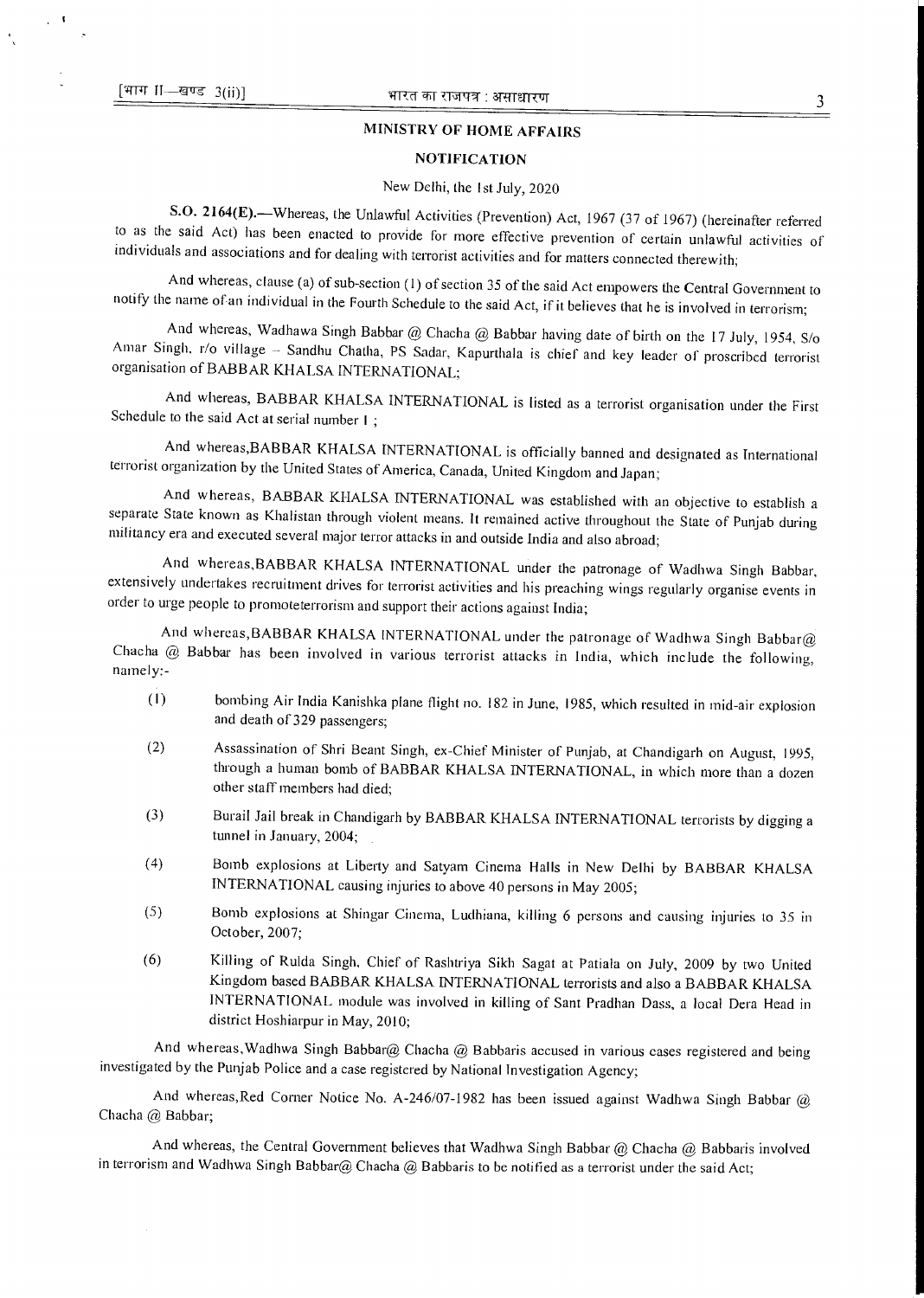## MINISTRY OF HOME AFFAIRS

### NOTIFICATION

New Delhi, the 1st July, 2020

**S.O. 2164(E).**—Whereas, the Unlawful Activities (Prevention) Act, 1967 (37 of 1967) (hereinafter referred to as the said Act) has been enacted to provide for more effective prevention of certain unlawful activities of individuals and associations and for dealing with terrorist activities and for matters connected therewith;

And whereas, clause (a) of sub-section (1) of section 35 of the said Act empowers the Central Government to notify the name of an individual in the Fourth Schedule to the said Act, if it believes that he is involved in terrorism;

And whereas, Wadhawa Singh Babbar @ Chacha @ Babbar having date of birth on the 17 July, 1954, S/o Amar Singh, r/o village – Sandhu Chatha, PS Sadar, Kapurthala is chief and key leader of proscribed terrorist organisation of BABBAR KHALSA INTERNATIONAL;

And whereas, BABBAR KHALSA INTERNATIONAL is listed as a terrorist organisation under the First Schedule to the said Act at serial number 1 ;

And whereas,BABBAR KHALSA INTERNATIONAL is officially banned and designated as International terrorist organization by the United States of America, Canada, United Kingdom and Japan;

And whereas, BABBAR KHALSA INTERNATIONAL was established with an objective to establish a separate State known as Khalistan through violent means. It remained active throughout the State of Punjab during militancy era and executed several major terror attacks in and outside India and also abroad;

And whereas,BABBAR KHALSA INTERNATIONAL under the patronage of Wadhwa Singh Babbar, extensively undertakes recruitment drives for terrorist activities and his preaching wings regularly organise events in order to urge people to promoteterrorism and support their actions against India;

And whereas,BABBAR KHALSA INTERNATIONAL under the patronage of Wadhwa Singh Babbar@ Chacha @ Babbar has been involved in various terrorist attacks in India, which include the following, namely:-

(1) bombing Air India Kanishka plane flight no. 182 in June, 1985, which resulted in mid-air explosion and death of 329 passengers;

(2) Assassination of Shri Beant Singh, ex-Chief Minister of Punjab, at Chandigarh on August, 1995, through a human bomb of BABBAR KHALSA INTERNATIONAL, in which more than a dozen other staff members had died;

(3) Burail Jail break in Chandigarh by BABBAR KHALSA INTERNATIONAL terrorists by digging a tunnel in January, 2004;

(4) Bomb explosions at Liberty and Satyam Cinema Halls in New Delhi by BABBAR KHALSA INTERNATIONAL causing injuries to above 40 persons in May 2005;

(5) Bomb explosions at Shingar Cinema, Ludhiana, killing 6 persons and causing injuries to 35 in October, 2007;

(6) Killing of Rulda Singh, Chief of Rashtriya Sikh Sagat at Patiala on July, 2009 by two United Kingdom based BABBAR KHALSA INTERNATIONAL terrorists and also a BABBAR KHALSA INTERNATIONAL module was involved in killing of Sant Pradhan Dass, a local Dera Head in district Hoshiarpur in May, 2010;

And whereas,Wadhwa Singh Babbar@ Chacha @ Babbaris accused in various cases registered and being investigated by the Punjab Police and a case registered by National Investigation Agency;

And whereas,Red Corner Notice No. A-246/07-1982 has been issued against Wadhwa Singh Babbar @ Chacha @ Babbar;

And whereas, the Central Government believes that Wadhwa Singh Babbar @ Chacha @ Babbaris involved in terrorism and Wadhwa Singh Babbar@ Chacha @ Babbaris to be notified as a terrorist under the said Act;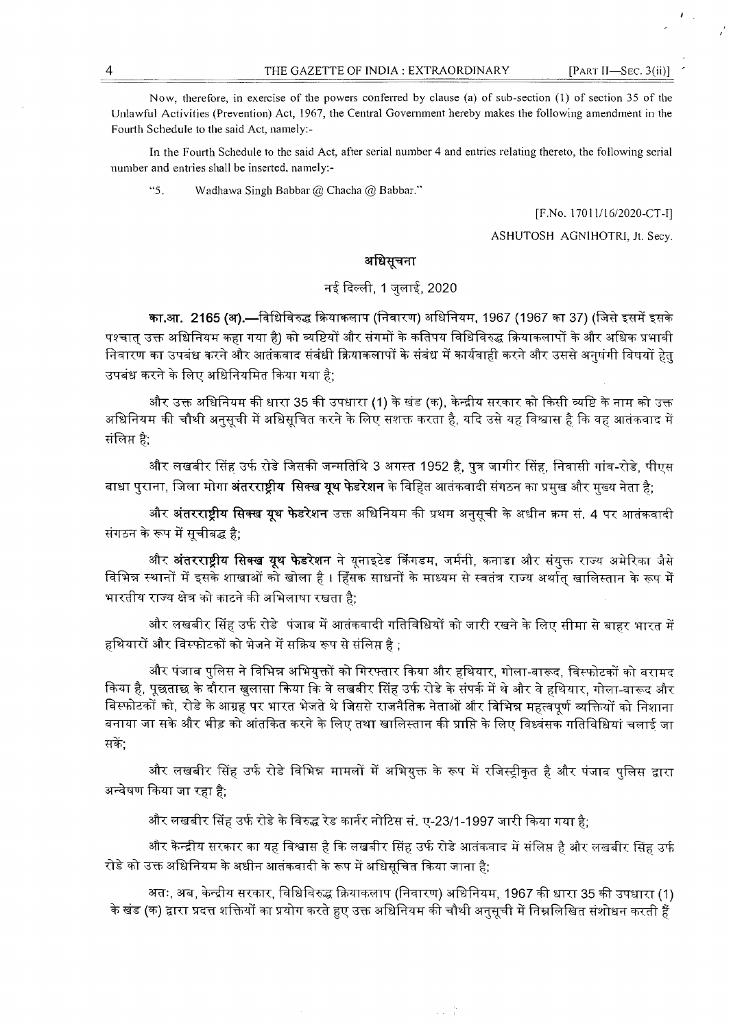Now, therefore, in exercise of the powers conferred by clause (a) of sub-section (1) of section 35 of the Unlawful Activities (Prevention) Act, 1967, the Central Government hereby makes the following amendment in the Fourth Schedule to the said Act, namely:-

In the Fourth Schedule to the said Act, after serial number 4 and entries relating thereto, the following serial number and entries shall be inserted, namely:-

"5. Wadhawa Singh Babbar @ Chacha @ Babbar."

[F.No. 17011/16/2020-CT-I]

ASHUTOSH AGNIHOTRI, Jt. Secy.

## अधिसूचना

नई दिल्ली, 1 जुलाई, 2020

**का.आ. 2165 (अ).**—विधिविरुद्ध क्रियाकलाप (निवारण) अधिनियम, 1967 (1967 का 37) (जिसे इसमें इसके पश्चात् उक्त अधिनियम कहा गया है) को व्यष्टियों और संगमों के कतिपय विधिविरुद्ध क्रियाकलापों के और अधिक प्रभावी निवारण का उपबंध करने और आतंकवाद संबंधी क्रियाकलापों के संबंध में कार्यवाही करने और उससे अनुषंगी विषयों हेतु उपबंध करने के लिए अधिनियमित किया गया है;

और उक्त अधिनियम की धारा 35 की उपधारा (1) के खंड (क), केन्द्रीय सरकार को किसी व्यष्टि के नाम को उक्त अधिनियम की चौथी अनुसूची में अधिसूचित करने के लिए सशक्त करता है, यदि उसे यह विश्वास है कि वह आतंकवाद में संलिप्त है;

और लखबीर सिंह उर्फ रोडे जिसकी जन्मतिथि 3 अगस्त 1952 है, पुत्र जागीर सिंह, निवासी गांव-रोडे, पीएस बाघा पुराना, जिला मोगा **अंतरराष्ट्रीय सिक्ख यूथ फेडरेशन** के विहित आतंकवादी संगठन का प्रमुख और मुख्य नेता है;

और **अंतरराष्ट्रीय सिक्ख यूथ फेडरेशन** उक्त अधिनियम की प्रथम अनुसूची के अधीन क्रम सं. 4 पर आतंकवादी संगठन के रूप में सूचीबद्ध है;

और **अंतरराष्ट्रीय सिक्ख यूथ फेडरेशन** ने यूनाइटेड किंगडम, जर्मनी, कनाडा और संयुक्त राज्य अमेरिका जैसे विभिन्न स्थानों में इसके शाखाओं को खोला है । हिंसक साधनों के माध्यम से स्वतंत्र राज्य अर्थात् खालिस्तान के रूप में भारतीय राज्य क्षेत्र को काटने की अभिलाषा रखता है;

और लखबीर सिंह उर्फ रोडे पंजाब में आतंकवादी गतिविधियों को जारी रखने के लिए सीमा से बाहर भारत में हथियारों और विस्फोटकों को भेजने में सक्रिय रूप से संलिप्त है ;

और पंजाब पुलिस ने विभिन्न अभियुक्तों को गिरफ्तार किया और हथियार, गोला-बारूद, विस्फोटकों को बरामद किया है, पूछताछ के दौरान खुलासा किया कि वे लखबीर सिंह उर्फ रोडे के संपर्क में थे और वे हथियार, गोला-बारूद और विस्फोटकों को, रोडे के आग्रह पर भारत भेजते थे जिससे राजनैतिक नेताओं और विभिन्न महत्वपूर्ण व्यक्तियों को निशाना बनाया जा सके और भीड़ को आंतकित करने के लिए तथा खालिस्तान की प्राप्ति के लिए विध्वंसक गतिविधियां चलाई जा सकें;

और लखबीर सिंह उर्फ रोडे विभिन्न मामलों में अभियुक्त के रूप में रजिस्ट्रीकृत है और पंजाब पुलिस द्वारा अन्वेषण किया जा रहा है;

और लखबीर सिंह उर्फ रोडे के विरुद्ध रेड कार्नर नोटिस सं. ए-23/1-1997 जारी किया गया है;

और केन्द्रीय सरकार का यह विश्वास है कि लखबीर सिंह उर्फ रोडे आतंकवाद में संलिप्त है और लखबीर सिंह उर्फ रोडे को उक्त अधिनियम के अधीन आतंकवादी के रूप में अधिसूचित किया जाना है;

अतः, अब, केन्द्रीय सरकार, विधिविरुद्ध क्रियाकलाप (निवारण) अधिनियम, 1967 की धारा 35 की उपधारा (1) के खंड (क) द्वारा प्रदत्त शक्तियों का प्रयोग करते हुए उक्त अधिनियम की चौथी अनुसूची में निम्नलिखित संशोधन करती हैं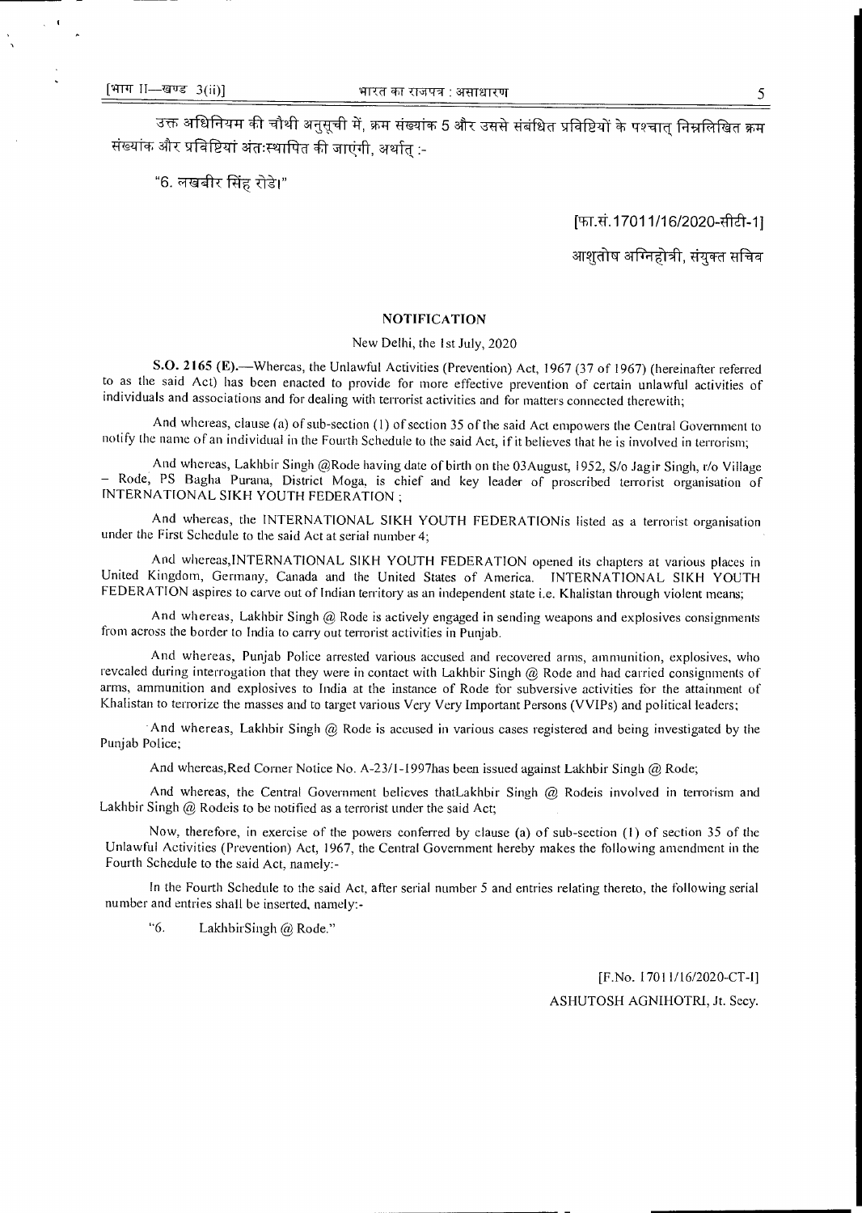उक्त अधिनियम की चौथी अनुसूची में, क्रम संख्यांक 5 और उससे संबंधित प्रविष्टियों के पश्चात् निम्नलिखित क्रम संख्यांक और प्रविष्टियां अंतःस्थापित की जाएंगी, अर्थात् :-

"6. लखबीर सिंह रोडे।"

[फा.सं.17011/16/2020-सीटी-1]

आशुतोष अग्निहोत्री, संयुक्त सचिव

## NOTIFICATION

New Delhi, the 1st July, 2020

**S.O. 2165 (E).**—Whereas, the Unlawful Activities (Prevention) Act, 1967 (37 of 1967) (hereinafter referred to as the said Act) has been enacted to provide for more effective prevention of certain unlawful activities of individuals and associations and for dealing with terrorist activities and for matters connected therewith;

And whereas, clause (a) of sub-section (1) of section 35 of the said Act empowers the Central Government to notify the name of an individual in the Fourth Schedule to the said Act, if it believes that he is involved in terrorism;

And whereas, Lakhbir Singh @Rode having date of birth on the 03August, 1952, S/o Jagir Singh, r/o Village – Rode, PS Bagha Purana, District Moga, is chief and key leader of proscribed terrorist organisation of INTERNATIONAL SIKH YOUTH FEDERATION ;

And whereas, the INTERNATIONAL SIKH YOUTH FEDERATIONis listed as a terrorist organisation under the First Schedule to the said Act at serial number 4;

And whereas,INTERNATIONAL SIKH YOUTH FEDERATION opened its chapters at various places in United Kingdom, Germany, Canada and the United States of America. INTERNATIONAL SIKH YOUTH FEDERATION aspires to carve out of Indian territory as an independent state i.e. Khalistan through violent means;

And whereas, Lakhbir Singh @ Rode is actively engaged in sending weapons and explosives consignments from across the border to India to carry out terrorist activities in Punjab.

And whereas, Punjab Police arrested various accused and recovered arms, ammunition, explosives, who revealed during interrogation that they were in contact with Lakhbir Singh @ Rode and had carried consignments of arms, ammunition and explosives to India at the instance of Rode for subversive activities for the attainment of Khalistan to terrorize the masses and to target various Very Very Important Persons (VVIPs) and political leaders;

And whereas, Lakhbir Singh @ Rode is accused in various cases registered and being investigated by the Punjab Police;

And whereas,Red Corner Notice No. A-23/1-1997has been issued against Lakhbir Singh @ Rode;

And whereas, the Central Government believes thatLakhbir Singh @ Rodeis involved in terrorism and Lakhbir Singh @ Rodeis to be notified as a terrorist under the said Act;

Now, therefore, in exercise of the powers conferred by clause (a) of sub-section (1) of section 35 of the Unlawful Activities (Prevention) Act, 1967, the Central Government hereby makes the following amendment in the Fourth Schedule to the said Act, namely:-

In the Fourth Schedule to the said Act, after serial number 5 and entries relating thereto, the following serial number and entries shall be inserted, namely:-

"6. LakhbirSingh @ Rode."

[F.No. 17011/16/2020-CT-I]

ASHUTOSH AGNIHOTRI, Jt. Secy.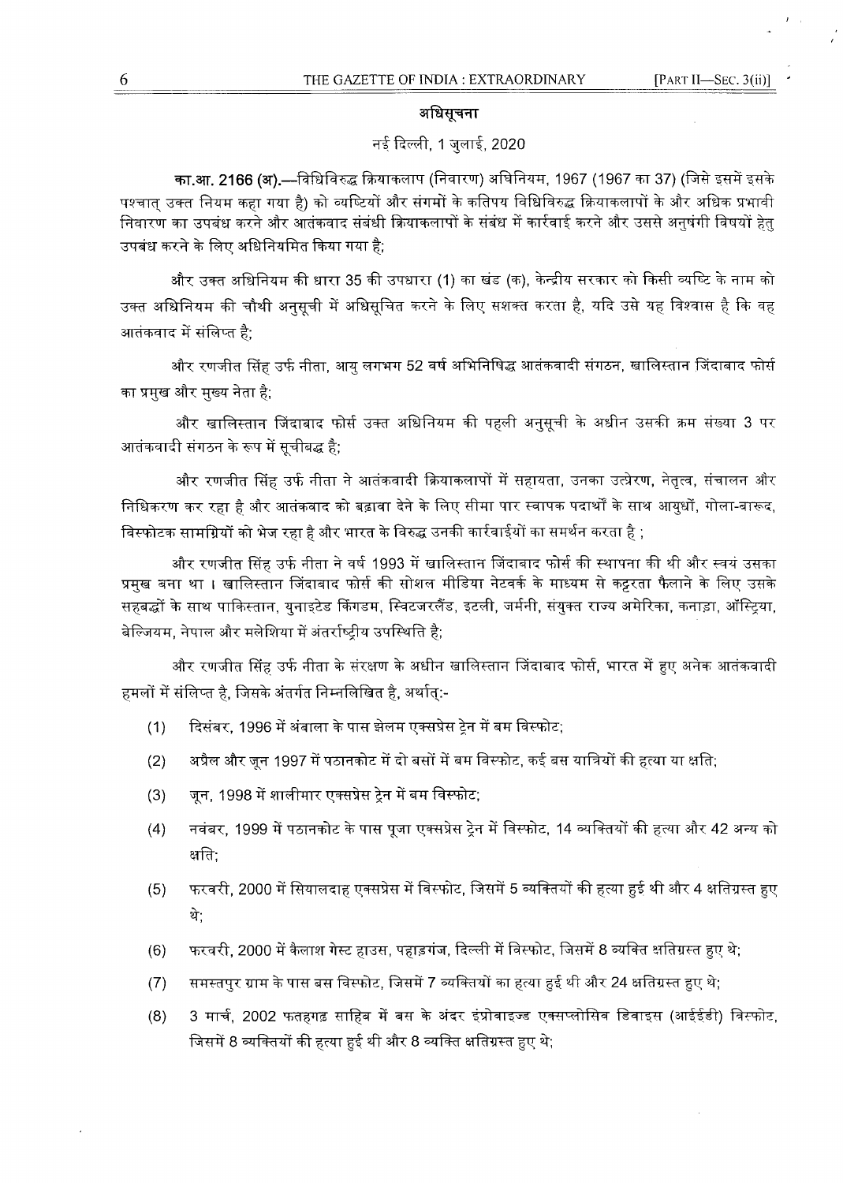## अधिसूचना

नई दिल्ली, 1 जुलाई, 2020

**का.आ. 2166 (अ).**—विधिविरुद्ध क्रियाकलाप (निवारण) अधिनियम, 1967 (1967 का 37) (जिसे इसमें इसके पश्चात् उक्त नियम कहा गया है) को व्यष्टियों और संगमों के कतिपय विधिविरुद्ध क्रियाकलापों के और अधिक प्रभावी निवारण का उपबंध करने और आतंकवाद संबंधी क्रियाकलापों के संबंध में कार्रवाई करने और उससे अनुषंगी विषयों हेतु उपबंध करने के लिए अधिनियमित किया गया है;

और उक्त अधिनियम की धारा 35 की उपधारा (1) का खंड (क), केन्द्रीय सरकार को किसी व्यष्टि के नाम को उक्त अधिनियम की चौथी अनुसूची में अधिसूचित करने के लिए सशक्त करता है, यदि उसे यह विश्वास है कि वह आतंकवाद में संलिप्त है;

और रणजीत सिंह उर्फ नीता, आयु लगभग 52 वर्ष अभिनिषिद्ध आतंकवादी संगठन, खालिस्तान जिंदाबाद फोर्स का प्रमुख और मुख्य नेता है;

और खालिस्तान जिंदाबाद फोर्स उक्त अधिनियम की पहली अनुसूची के अधीन उसकी क्रम संख्या 3 पर आतंकवादी संगठन के रूप में सूचीबद्ध है;

और रणजीत सिंह उर्फ नीता ने आतंकवादी क्रियाकलापों में सहायता, उनका उत्प्रेरण, नेतृत्व, संचालन और निधिकरण कर रहा है और आतंकवाद को बढ़ावा देने के लिए सीमा पार स्वापक पदार्थों के साथ आयुधों, गोला-बारूद, विस्फोटक सामग्रियों को भेज रहा है और भारत के विरुद्ध उनकी कार्रवाईयों का समर्थन करता है ;

और रणजीत सिंह उर्फ नीता ने वर्ष 1993 में खालिस्तान जिंदाबाद फोर्स की स्थापना की थी और स्वयं उसका प्रमुख बना था । खालिस्तान जिंदाबाद फोर्स की सोशल मीडिया नेटवर्क के माध्यम से कट्टरता फैलाने के लिए उसके सहबद्धों के साथ पाकिस्तान, युनाइटेड किंगडम, स्विटजरलैंड, इटली, जर्मनी, संयुक्त राज्य अमेरिका, कनाडा, ऑस्ट्रिया, बेल्जियम, नेपाल और मलेशिया में अंतर्राष्ट्रीय उपस्थिति है;

और रणजीत सिंह उर्फ नीता के संरक्षण के अधीन खालिस्तान जिंदाबाद फोर्स, भारत में हुए अनेक आतंकवादी हमलों में संलिप्त है, जिसके अंतर्गत निम्नलिखित है, अर्थात्:-

(1) दिसंबर, 1996 में अंबाला के पास झेलम एक्सप्रेस ट्रेन में बम विस्फोट;

(2) अप्रैल और जून 1997 में पठानकोट में दो बसों में बम विस्फोट, कई बस यात्रियों की हत्या या क्षति;

(3) जून, 1998 में शालीमार एक्सप्रेस ट्रेन में बम विस्फोट;

(4) नवंबर, 1999 में पठानकोट के पास पूजा एक्सप्रेस ट्रेन में विस्फोट, 14 व्यक्तियों की हत्या और 42 अन्य को क्षति;

(5) फरवरी, 2000 में सियालदाह एक्सप्रेस में विस्फोट, जिसमें 5 व्यक्तियों की हत्या हुई थी और 4 क्षतिग्रस्त हुए थे;

(6) फरवरी, 2000 में कैलाश गेस्ट हाउस, पहाड़गंज, दिल्ली में विस्फोट, जिसमें 8 व्यक्ति क्षतिग्रस्त हुए थे;

(7) समस्तपुर ग्राम के पास बस विस्फोट, जिसमें 7 व्यक्तियों का हत्या हुई थी और 24 क्षतिग्रस्त हुए थे;

(8) 3 मार्च, 2002 फतहगढ़ साहिब में बस के अंदर इंप्रोवाइज्ड एक्सप्लोसिव डिवाइस (आईईडी) विस्फोट, जिसमें 8 व्यक्तियों की हत्या हुई थी और 8 व्यक्ति क्षतिग्रस्त हुए थे;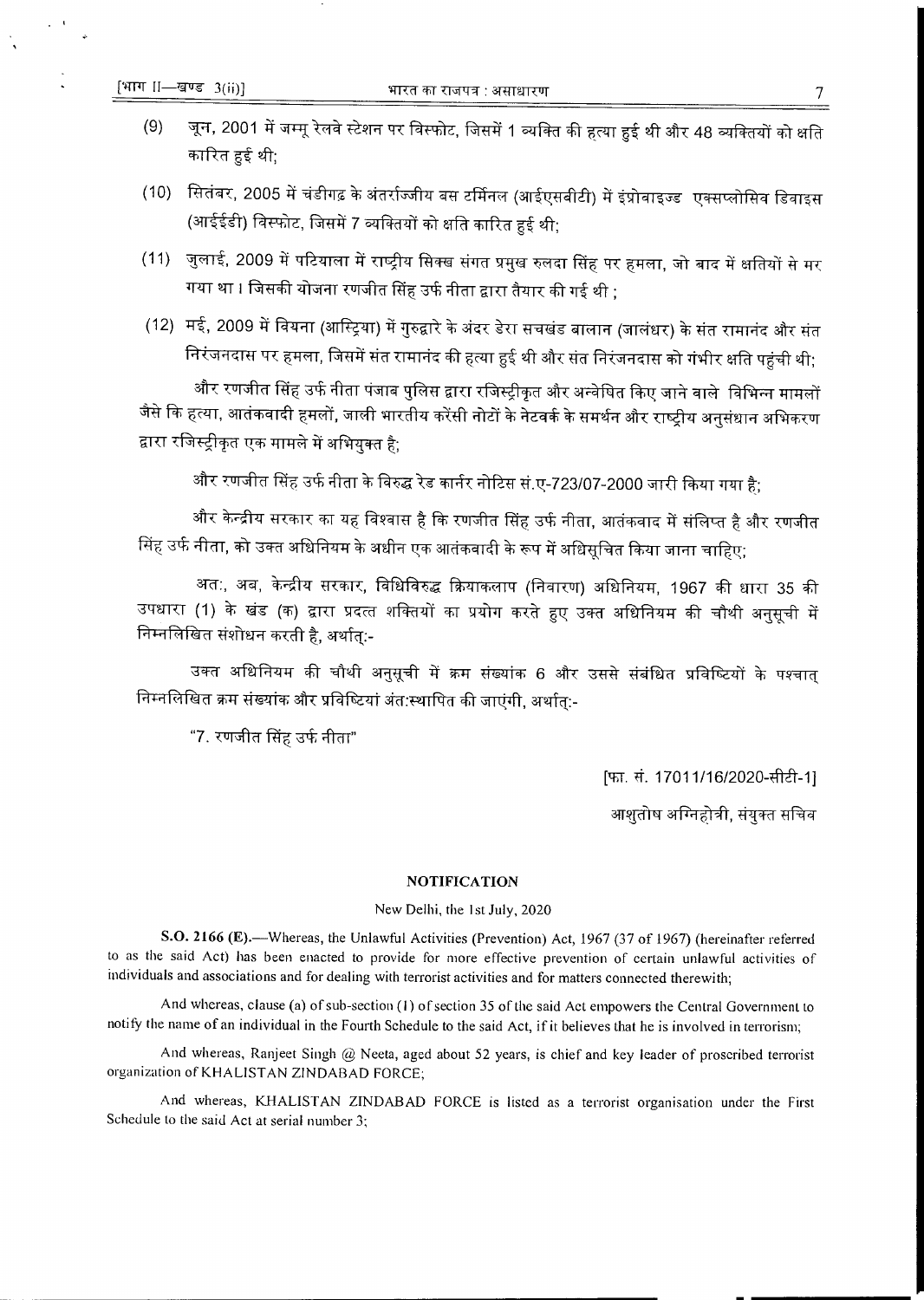(9) जून, 2001 में जम्मू रेलवे स्टेशन पर विस्फोट, जिसमें 1 व्यक्ति की हत्या हुई थी और 48 व्यक्तियों को क्षति कारित हुई थी;

(10) सितंबर, 2005 में चंडीगढ़ के अंतर्राज्जीय बस टर्मिनल (आईएसबीटी) में इंप्रोवाइज्ड एक्सप्लोसिव डिवाइस (आईईडी) विस्फोट, जिसमें 7 व्यक्तियों को क्षति कारित हुई थी;

(11) जुलाई, 2009 में पटियाला में राष्ट्रीय सिक्ख संगत प्रमुख रुलदा सिंह पर हमला, जो बाद में क्षतियों से मर गया था। जिसकी योजना रणजीत सिंह उर्फ नीता द्वारा तैयार की गई थी ;

(12) मई, 2009 में वियना (आस्ट्रिया) में गुरुद्वारे के अंदर डेरा सचखंड बालान (जालंधर) के संत रामानंद और संत निरंजनदास पर हमला, जिसमें संत रामानंद की हत्या हुई थी और संत निरंजनदास को गंभीर क्षति पहुंची थी;

और रणजीत सिंह उर्फ नीता पंजाब पुलिस द्वारा रजिस्ट्रीकृत और अन्वेषित किए जाने वाले विभिन्न मामलों जैसे कि हत्या, आतंकवादी हमलों, जाली भारतीय करेंसी नोटों के नेटवर्क के समर्थन और राष्ट्रीय अनुसंधान अभिकरण द्वारा रजिस्ट्रीकृत एक मामले में अभियुक्त है;

और रणजीत सिंह उर्फ नीता के विरुद्ध रेड कार्नर नोटिस सं.ए-723/07-2000 जारी किया गया है;

और केन्द्रीय सरकार का यह विश्वास है कि रणजीत सिंह उर्फ नीता, आतंकवाद में संलिप्त है और रणजीत सिंह उर्फ नीता, को उक्त अधिनियम के अधीन एक आतंकवादी के रूप में अधिसूचित किया जाना चाहिए;

अतः, अब, केन्द्रीय सरकार, विधिविरुद्ध क्रियाकलाप (निवारण) अधिनियम, 1967 की धारा 35 की उपधारा (1) के खंड (क) द्वारा प्रदत्त शक्तियों का प्रयोग करते हुए उक्त अधिनियम की चौथी अनुसूची में निम्नलिखित संशोधन करती है, अर्थात्:-

उक्त अधिनियम की चौथी अनुसूची में क्रम संख्यांक 6 और उससे संबंधित प्रविष्टियों के पश्चात् निम्नलिखित क्रम संख्यांक और प्रविष्टियां अंतःस्थापित की जाएंगी, अर्थात्:-

"7. रणजीत सिंह उर्फ नीता"

[फा. सं. 17011/16/2020-सीटी-1]

आशुतोष अग्निहोत्री, संयुक्त सचिव

## NOTIFICATION

New Delhi, the 1st July, 2020

**S.O. 2166 (E).**—Whereas, the Unlawful Activities (Prevention) Act, 1967 (37 of 1967) (hereinafter referred to as the said Act) has been enacted to provide for more effective prevention of certain unlawful activities of individuals and associations and for dealing with terrorist activities and for matters connected therewith;

And whereas, clause (a) of sub-section (1) of section 35 of the said Act empowers the Central Government to notify the name of an individual in the Fourth Schedule to the said Act, if it believes that he is involved in terrorism;

And whereas, Ranjeet Singh @ Neeta, aged about 52 years, is chief and key leader of proscribed terrorist organization of KHALISTAN ZINDABAD FORCE;

And whereas, KHALISTAN ZINDABAD FORCE is listed as a terrorist organisation under the First Schedule to the said Act at serial number 3;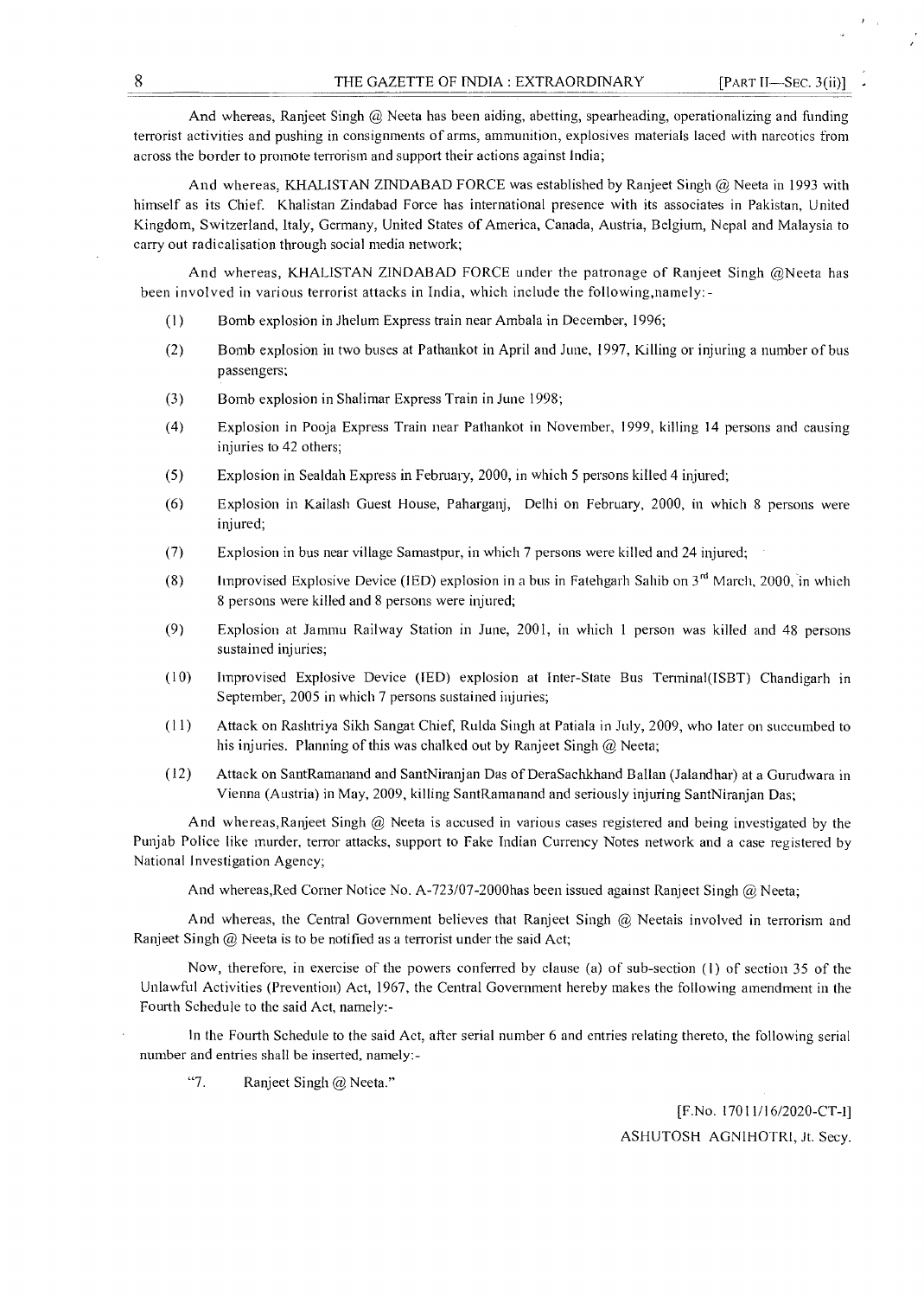And whereas, Ranjeet Singh @ Neeta has been aiding, abetting, spearheading, operationalizing and funding terrorist activities and pushing in consignments of arms, ammunition, explosives materials laced with narcotics from across the border to promote terrorism and support their actions against India;

And whereas, KHALISTAN ZINDABAD FORCE was established by Ranjeet Singh @ Neeta in 1993 with himself as its Chief. Khalistan Zindabad Force has international presence with its associates in Pakistan, United Kingdom, Switzerland, Italy, Germany, United States of America, Canada, Austria, Belgium, Nepal and Malaysia to carry out radicalisation through social media network;

And whereas, KHALISTAN ZINDABAD FORCE under the patronage of Ranjeet Singh @Neeta has been involved in various terrorist attacks in India, which include the following,namely:-

(1) Bomb explosion in Jhelum Express train near Ambala in December, 1996;

(2) Bomb explosion in two buses at Pathankot in April and June, 1997, Killing or injuring a number of bus passengers;

(3) Bomb explosion in Shalimar Express Train in June 1998;

(4) Explosion in Pooja Express Train near Pathankot in November, 1999, killing 14 persons and causing injuries to 42 others;

(5) Explosion in Sealdah Express in February, 2000, in which 5 persons killed 4 injured;

(6) Explosion in Kailash Guest House, Paharganj, Delhi on February, 2000, in which 8 persons were injured;

(7) Explosion in bus near village Samastpur, in which 7 persons were killed and 24 injured;

(8) Improvised Explosive Device (IED) explosion in a bus in Fatehgarh Sahib on 3rd March, 2000, in which 8 persons were killed and 8 persons were injured;

(9) Explosion at Jammu Railway Station in June, 2001, in which 1 person was killed and 48 persons sustained injuries;

(10) Improvised Explosive Device (IED) explosion at Inter-State Bus Terminal(ISBT) Chandigarh in September, 2005 in which 7 persons sustained injuries;

(11) Attack on Rashtriya Sikh Sangat Chief, Rulda Singh at Patiala in July, 2009, who later on succumbed to his injuries. Planning of this was chalked out by Ranjeet Singh @ Neeta;

(12) Attack on SantRamanand and SantNiranjan Das of DeraSachkhand Ballan (Jalandhar) at a Gurudwara in Vienna (Austria) in May, 2009, killing SantRamanand and seriously injuring SantNiranjan Das;

And whereas,Ranjeet Singh @ Neeta is accused in various cases registered and being investigated by the Punjab Police like murder, terror attacks, support to Fake Indian Currency Notes network and a case registered by National Investigation Agency;

And whereas,Red Corner Notice No. A-723/07-2000has been issued against Ranjeet Singh @ Neeta;

And whereas, the Central Government believes that Ranjeet Singh @ Neetais involved in terrorism and Ranjeet Singh @ Neeta is to be notified as a terrorist under the said Act;

Now, therefore, in exercise of the powers conferred by clause (a) of sub-section (1) of section 35 of the Unlawful Activities (Prevention) Act, 1967, the Central Government hereby makes the following amendment in the Fourth Schedule to the said Act, namely:-

In the Fourth Schedule to the said Act, after serial number 6 and entries relating thereto, the following serial number and entries shall be inserted, namely:-

"7. Ranjeet Singh @ Neeta."

[F.No. 17011/16/2020-CT-I]

ASHUTOSH AGNIHOTRI, Jt. Secy.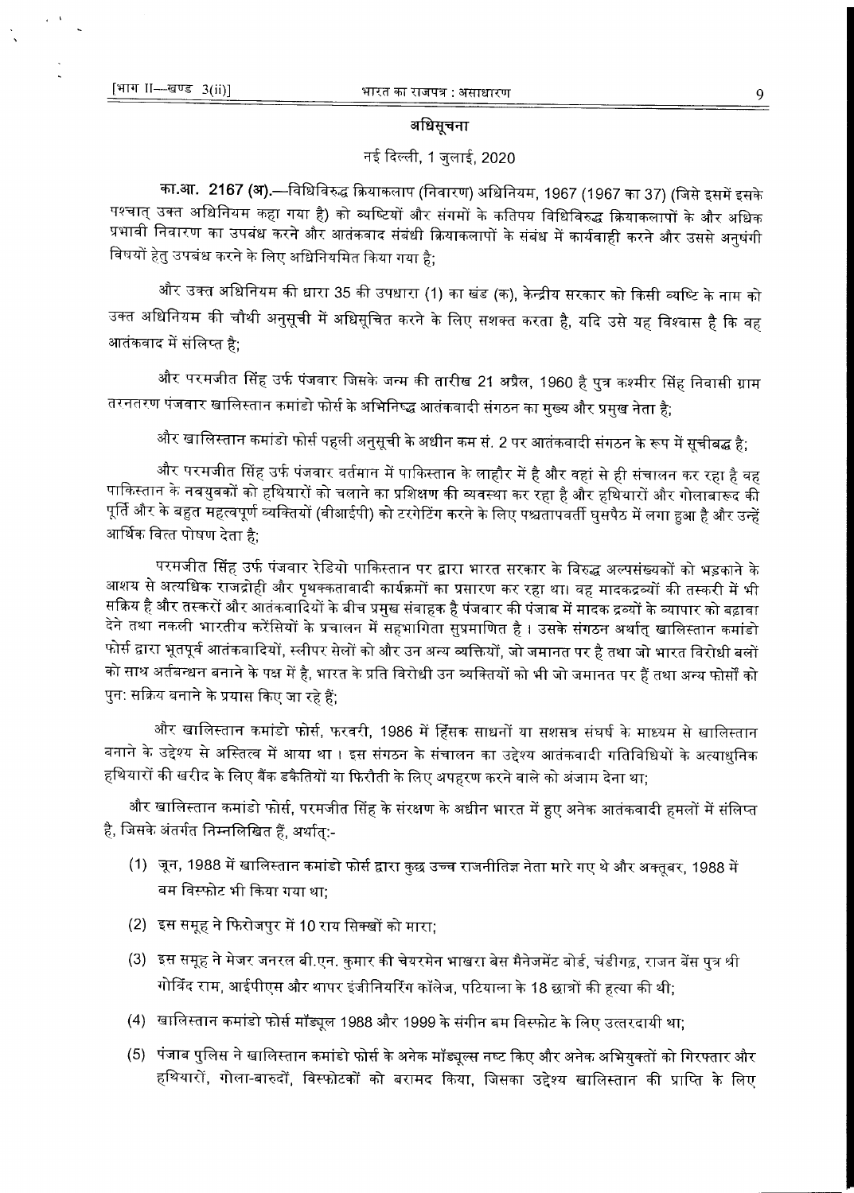## अधिसूचना

नई दिल्ली, 1 जुलाई, 2020

**का.आ. 2167 (अ).**—विधिविरुद्ध क्रियाकलाप (निवारण) अधिनियम, 1967 (1967 का 37) (जिसे इसमें इसके पश्चात् उक्त अधिनियम कहा गया है) को व्यष्टियों और संगमों के कतिपय विधिविरुद्ध क्रियाकलापों के और अधिक प्रभावी निवारण का उपबंध करने और आतंकवाद संबंधी क्रियाकलापों के संबंध में कार्यवाही करने और उससे अनुषंगी विषयों हेतु उपबंध करने के लिए अधिनियमित किया गया है;

और उक्त अधिनियम की धारा 35 की उपधारा (1) का खंड (क), केन्द्रीय सरकार को किसी व्यष्टि के नाम को उक्त अधिनियम की चौथी अनुसूची में अधिसूचित करने के लिए सशक्त करता है, यदि उसे यह विश्वास है कि वह आतंकवाद में संलिप्त है;

और परमजीत सिंह उर्फ पंजवार जिसके जन्म की तारीख 21 अप्रैल, 1960 है पुत्र कश्मीर सिंह निवासी ग्राम तरनतरण पंजवार खालिस्तान कमांडो फोर्स के अभिनिष्द्ध आतंकवादी संगठन का मुख्य और प्रमुख नेता है;

और खालिस्तान कमांडो फोर्स पहली अनुसूची के अधीन कम सं. 2 पर आतंकवादी संगठन के रूप में सूचीबद्ध है;

और परमजीत सिंह उर्फ पंजवार वर्तमान में पाकिस्तान के लाहौर में है और वहां से ही संचालन कर रहा है वह पाकिस्तान के नवयुवकों को हथियारों को चलाने का प्रशिक्षण की व्यवस्था कर रहा है और हथियारों और गोलाबारूद की पूर्ति और के बहुत महत्वपूर्ण व्यक्तियों (वीआईपी) को टरगेटिंग करने के लिए पश्चतापवर्ती घुसपैठ में लगा हुआ है और उन्हें आर्थिक वित्त पोषण देता है;

परमजीत सिंह उर्फ पंजवार रेडियो पाकिस्तान पर द्वारा भारत सरकार के विरुद्ध अल्पसंख्यकों को भड़काने के आशय से अत्यधिक राजद्रोही और पृथक्कतावादी कार्यक्रमों का प्रसारण कर रहा था। वह मादकद्रव्यों की तस्करी में भी सक्रिय है और तस्करों और आतंकवादियों के बीच प्रमुख संवाहक है पंजवार की पंजाब में मादक द्रव्यों के व्यापार को बढ़ावा देने तथा नकली भारतीय करेंसियों के प्रचालन में सहभागिता सुप्रमाणित है । उसके संगठन अर्थात् खालिस्तान कमांडो फोर्स द्वारा भूतपूर्व आतंकवादियों, स्लीपर सेलों को और उन अन्य व्यक्तियों, जो जमानत पर है तथा जो भारत विरोधी बलों को साथ अर्तबन्धन बनाने के पक्ष में है, भारत के प्रति विरोधी उन व्यक्तियों को भी जो जमानत पर हैं तथा अन्य फोर्सों को पुनः सक्रिय बनाने के प्रयास किए जा रहे हैं;

और खालिस्तान कमांडो फोर्स, फरवरी, 1986 में हिंसक साधनों या सशसत्र संघर्ष के माध्यम से खालिस्तान बनाने के उद्देश्य से अस्तित्व में आया था । इस संगठन के संचालन का उद्देश्य आतंकवादी गतिविधियों के अत्याधुनिक हथियारों की खरीद के लिए बैंक डकैतियों या फिरौती के लिए अपहरण करने वाले को अंजाम देना था;

और खालिस्तान कमांडो फोर्स, परमजीत सिंह के संरक्षण के अधीन भारत में हुए अनेक आतंकवादी हमलों में संलिप्त है, जिसके अंतर्गत निम्नलिखित हैं, अर्थात्:-

(1) जून, 1988 में खालिस्तान कमांडो फोर्स द्वारा कुछ उच्च राजनीतिज्ञ नेता मारे गए थे और अक्तूबर, 1988 में बम विस्फोट भी किया गया था;

(2) इस समूह ने फिरोजपुर में 10 राय सिक्खों को मारा;

(3) इस समूह ने मेजर जनरल बी.एन. कुमार की चेयरमेन भाखरा बेस मैनेजमेंट बोर्ड, चंडीगढ़, राजन बेंस पुत्र श्री गोविंद राम, आईपीएस और थापर इंजीनियरिंग कॉलेज, पटियाला के 18 छात्रों की हत्या की थी;

(4) खालिस्तान कमांडो फोर्स मॉड्यूल 1988 और 1999 के संगीन बम विस्फोट के लिए उत्तरदायी था;

(5) पंजाब पुलिस ने खालिस्तान कमांडो फोर्स के अनेक मॉड्यूल्स नष्ट किए और अनेक अभियुक्तों को गिरफ्तार और हथियारों, गोला-बारुदों, विस्फोटकों को बरामद किया, जिसका उद्देश्य खालिस्तान की प्राप्ति के लिए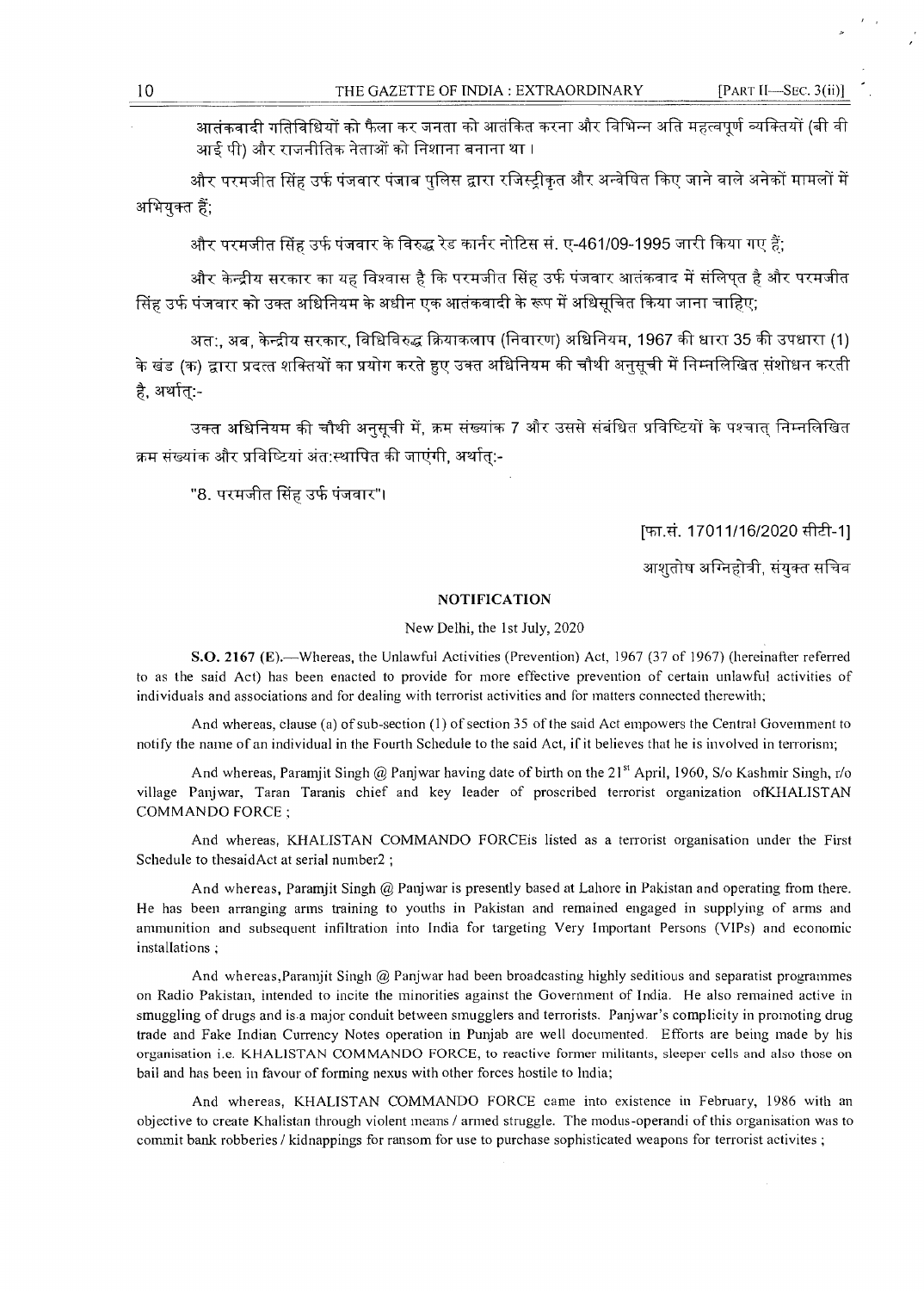आतंकवादी गतिविधियों को फैला कर जनता को आतंकित करना और विभिन्न अति महत्वपूर्ण व्यक्तियों (वी वी आई पी) और राजनीतिक नेताओं को निशाना बनाना था ।

और परमजीत सिंह उर्फ पंजवार पंजाब पुलिस द्वारा रजिस्ट्रीकृत और अन्वेषित किए जाने वाले अनेकों मामलों में अभियुक्त हैं;

और परमजीत सिंह उर्फ पंजवार के विरुद्ध रेड कार्नर नोटिस सं. ए-461/09-1995 जारी किया गए हैं;

और केन्द्रीय सरकार का यह विश्वास है कि परमजीत सिंह उर्फ पंजवार आतंकवाद में संलिप्त है और परमजीत सिंह उर्फ पंजवार को उक्त अधिनियम के अधीन एक आतंकवादी के रूप में अधिसूचित किया जाना चाहिए;

अत:, अब, केन्द्रीय सरकार, विधिविरुद्ध क्रियाकलाप (निवारण) अधिनियम, 1967 की धारा 35 की उपधारा (1) के खंड (क) द्वारा प्रदत्त शक्तियों का प्रयोग करते हुए उक्त अधिनियम की चौथी अनुसूची में निम्नलिखित संशोधन करती है, अर्थात्:-

उक्त अधिनियम की चौथी अनुसूची में, क्रम संख्यांक 7 और उससे संबंधित प्रविष्टियों के पश्चात् निम्नलिखित क्रम संख्यांक और प्रविष्टियां अंत:स्थापित की जाएंगी, अर्थात्:-

"8. परमजीत सिंह उर्फ पंजवार"।

[फा.सं. 17011/16/2020 सीटी-1]

आशुतोष अग्निहोत्री, संयुक्त सचिव

## NOTIFICATION

New Delhi, the 1st July, 2020

**S.O. 2167 (E).**—Whereas, the Unlawful Activities (Prevention) Act, 1967 (37 of 1967) (hereinafter referred to as the said Act) has been enacted to provide for more effective prevention of certain unlawful activities of individuals and associations and for dealing with terrorist activities and for matters connected therewith;

And whereas, clause (a) of sub-section (1) of section 35 of the said Act empowers the Central Government to notify the name of an individual in the Fourth Schedule to the said Act, if it believes that he is involved in terrorism;

And whereas, Paramjit Singh @ Panjwar having date of birth on the 21st April, 1960, S/o Kashmir Singh, r/o village Panjwar, Taran Taranis chief and key leader of proscribed terrorist organization ofKHALISTAN COMMANDO FORCE ;

And whereas, KHALISTAN COMMANDO FORCEis listed as a terrorist organisation under the First Schedule to thesaidAct at serial number2 ;

And whereas, Paramjit Singh @ Panjwar is presently based at Lahore in Pakistan and operating from there. He has been arranging arms training to youths in Pakistan and remained engaged in supplying of arms and ammunition and subsequent infiltration into India for targeting Very Important Persons (VIPs) and economic installations ;

And whereas,Paramjit Singh @ Panjwar had been broadcasting highly seditious and separatist programmes on Radio Pakistan, intended to incite the minorities against the Government of India. He also remained active in smuggling of drugs and is a major conduit between smugglers and terrorists. Panjwar's complicity in promoting drug trade and Fake Indian Currency Notes operation in Punjab are well documented. Efforts are being made by his organisation i.e. KHALISTAN COMMANDO FORCE, to reactive former militants, sleeper cells and also those on bail and has been in favour of forming nexus with other forces hostile to India;

And whereas, KHALISTAN COMMANDO FORCE came into existence in February, 1986 with an objective to create Khalistan through violent means / armed struggle. The modus-operandi of this organisation was to commit bank robberies / kidnappings for ransom for use to purchase sophisticated weapons for terrorist activites ;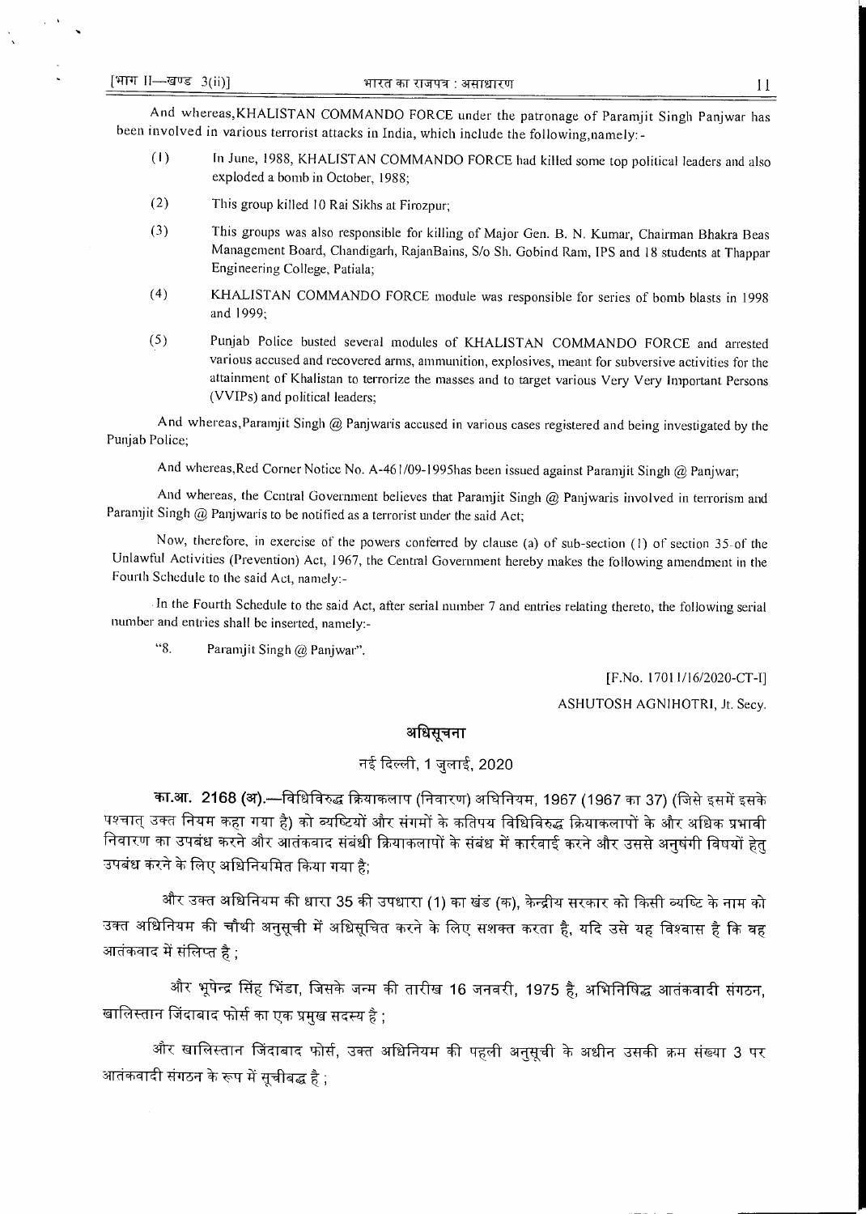And whereas, KHALISTAN COMMANDO FORCE under the patronage of Paramjit Singh Panjwar has been involved in various terrorist attacks in India, which include the following, namely:-

(1) In June, 1988, KHALISTAN COMMANDO FORCE had killed some top political leaders and also exploded a bomb in October, 1988;

(2) This group killed 10 Rai Sikhs at Firozpur;

(3) This groups was also responsible for killing of Major Gen. B. N. Kumar, Chairman Bhakra Beas Management Board, Chandigarh, RajanBains, S/o Sh. Gobind Ram, IPS and 18 students at Thappar Engineering College, Patiala;

(4) KHALISTAN COMMANDO FORCE module was responsible for series of bomb blasts in 1998 and 1999;

(5) Punjab Police busted several modules of KHALISTAN COMMANDO FORCE and arrested various accused and recovered arms, ammunition, explosives, meant for subversive activities for the attainment of Khalistan to terrorize the masses and to target various Very Very Important Persons (VVIPs) and political leaders;

And whereas, Paramjit Singh @ Panjwaris accused in various cases registered and being investigated by the Punjab Police;

And whereas, Red Corner Notice No. A-461/09-1995has been issued against Paramjit Singh @ Panjwar;

And whereas, the Central Government believes that Paramjit Singh @ Panjwaris involved in terrorism and Paramjit Singh @ Panjwaris to be notified as a terrorist under the said Act;

Now, therefore, in exercise of the powers conferred by clause (a) of sub-section (1) of section 35 of the Unlawful Activities (Prevention) Act, 1967, the Central Government hereby makes the following amendment in the Fourth Schedule to the said Act, namely:-

In the Fourth Schedule to the said Act, after serial number 7 and entries relating thereto, the following serial number and entries shall be inserted, namely:-

"8. Paramjit Singh @ Panjwar".

[F.No. 17011/16/2020-CT-I]

ASHUTOSH AGNIHOTRI, Jt. Secy.

## अधिसूचना

नई दिल्ली, 1 जुलाई, 2020

**का.आ. 2168 (अ).**—विधिविरुद्ध क्रियाकलाप (निवारण) अधिनियम, 1967 (1967 का 37) (जिसे इसमें इसके पश्चात् उक्त नियम कहा गया है) को व्यष्टियों और संगमों के कतिपय विधिविरुद्ध क्रियाकलापों के और अधिक प्रभावी निवारण का उपबंध करने और आतंकवाद संबंधी क्रियाकलापों के संबंध में कार्रवाई करने और उससे अनुषंगी विषयों हेतु उपबंध करने के लिए अधिनियमित किया गया है;

और उक्त अधिनियम की धारा 35 की उपधारा (1) का खंड (क), केन्द्रीय सरकार को किसी व्यष्टि के नाम को उक्त अधिनियम की चौथी अनुसूची में अधिसूचित करने के लिए सशक्त करता है, यदि उसे यह विश्वास है कि वह आतंकवाद में संलिप्त है ;

और भूपेन्द्र सिंह भिंडा, जिसके जन्म की तारीख 16 जनवरी, 1975 है, अभिनिषिद्ध आतंकवादी संगठन, खालिस्तान जिंदाबाद फोर्स का एक प्रमुख सदस्य है ;

और खालिस्तान जिंदाबाद फोर्स, उक्त अधिनियम की पहली अनुसूची के अधीन उसकी क्रम संख्या 3 पर आतंकवादी संगठन के रूप में सूचीबद्ध है ;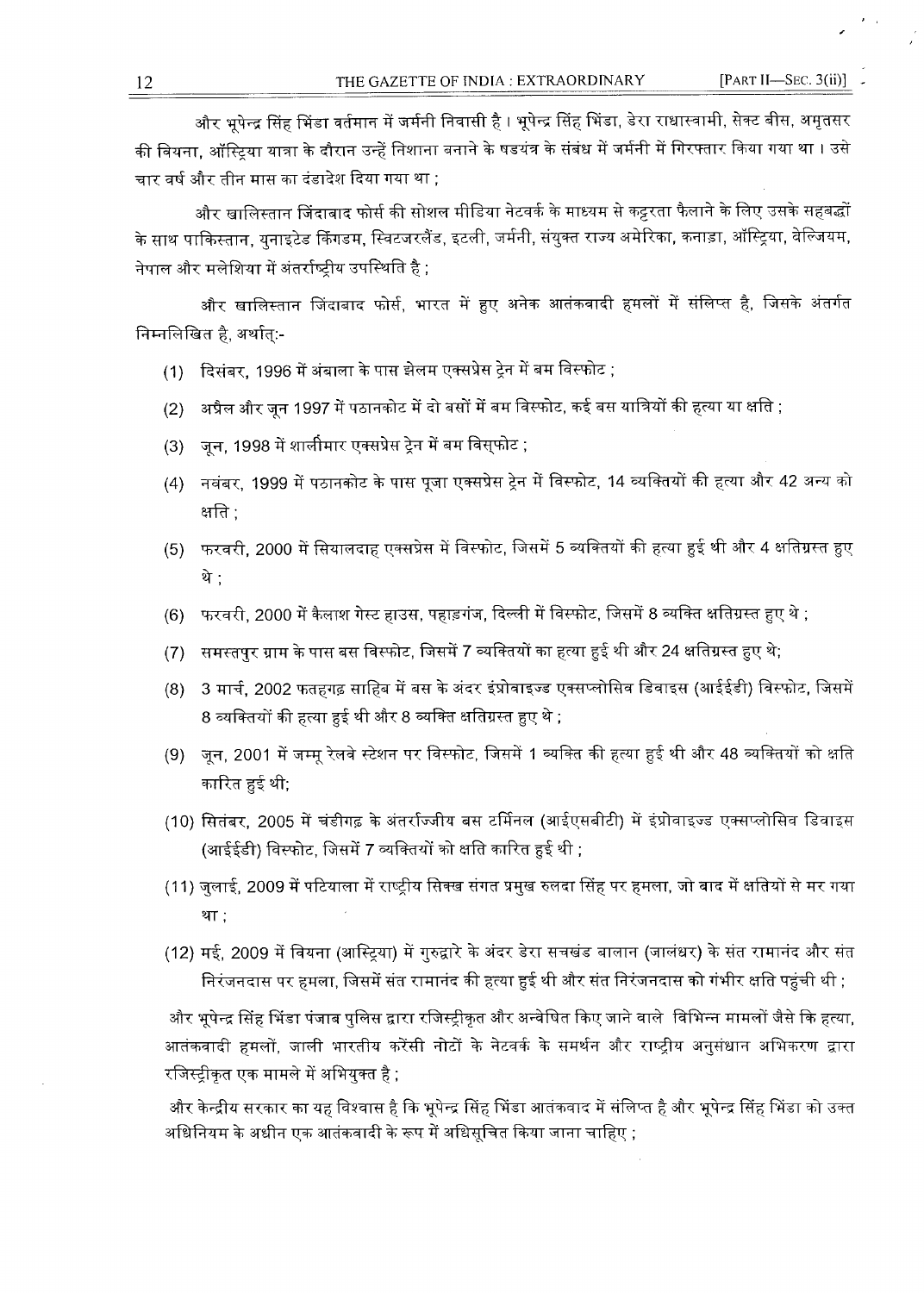और भूपेन्द्र सिंह भिंडा वर्तमान में जर्मनी निवासी है । भूपेन्द्र सिंह भिंडा, डेरा राधास्वामी, सेक्ट बीस, अमृतसर की वियना, ऑस्ट्रिया यात्रा के दौरान उन्हें निशाना बनाने के षडयंत्र के संबंध में जर्मनी में गिरफ्तार किया गया था । उसे चार वर्ष और तीन मास का दंडादेश दिया गया था ;

और खालिस्तान जिंदाबाद फोर्स की सोशल मीडिया नेटवर्क के माध्यम से कट्टरता फैलाने के लिए उसके सहबद्धों के साथ पाकिस्तान, युनाइटेड किंगडम, स्विटजरलैंड, इटली, जर्मनी, संयुक्त राज्य अमेरिका, कनाडा, ऑस्ट्रिया, बेल्जियम, नेपाल और मलेशिया में अंतर्राष्ट्रीय उपस्थिति है ;

और खालिस्तान जिंदाबाद फोर्स, भारत में हुए अनेक आतंकवादी हमलों में संलिप्त है, जिसके अंतर्गत निम्नलिखित है, अर्थात्:-

(1) दिसंबर, 1996 में अंबाला के पास झेलम एक्सप्रेस ट्रेन में बम विस्फोट ;

(2) अप्रैल और जून 1997 में पठानकोट में दो बसों में बम विस्फोट, कई बस यात्रियों की हत्या या क्षति ;

(3) जून, 1998 में शालीमार एक्सप्रेस ट्रेन में बम विस्फोट ;

(4) नवंबर, 1999 में पठानकोट के पास पूजा एक्सप्रेस ट्रेन में विस्फोट, 14 व्यक्तियों की हत्या और 42 अन्य को क्षति ;

(5) फरवरी, 2000 में सियालदाह एक्सप्रेस में विस्फोट, जिसमें 5 व्यक्तियों की हत्या हुई थी और 4 क्षतिग्रस्त हुए थे ;

(6) फरवरी, 2000 में कैलाश गेस्ट हाउस, पहाड़गंज, दिल्ली में विस्फोट, जिसमें 8 व्यक्ति क्षतिग्रस्त हुए थे ;

(7) समस्तपुर ग्राम के पास बस विस्फोट, जिसमें 7 व्यक्तियों का हत्या हुई थी और 24 क्षतिग्रस्त हुए थे;

(8) 3 मार्च, 2002 फतहगढ़ साहिब में बस के अंदर इंप्रोवाइज्ड एक्सप्लोसिव डिवाइस (आईईडी) विस्फोट, जिसमें 8 व्यक्तियों की हत्या हुई थी और 8 व्यक्ति क्षतिग्रस्त हुए थे ;

(9) जून, 2001 में जम्मू रेलवे स्टेशन पर विस्फोट, जिसमें 1 व्यक्ति की हत्या हुई थी और 48 व्यक्तियों को क्षति कारित हुई थी;

(10) सितंबर, 2005 में चंडीगढ़ के अंतर्राज्जीय बस टर्मिनल (आईएसबीटी) में इंप्रोवाइज्ड एक्सप्लोसिव डिवाइस (आईईडी) विस्फोट, जिसमें 7 व्यक्तियों को क्षति कारित हुई थी ;

(11) जुलाई, 2009 में पटियाला में राष्ट्रीय सिक्ख संगत प्रमुख रुलदा सिंह पर हमला, जो बाद में क्षतियों से मर गया था ;

(12) मई, 2009 में वियना (आस्ट्रिया) में गुरुद्वारे के अंदर डेरा सचखंड बालान (जालंधर) के संत रामानंद और संत निरंजनदास पर हमला, जिसमें संत रामानंद की हत्या हुई थी और संत निरंजनदास को गंभीर क्षति पहुंची थी ;

और भूपेन्द्र सिंह भिंडा पंजाब पुलिस द्वारा रजिस्ट्रीकृत और अन्वेषित किए जाने वाले विभिन्न मामलों जैसे कि हत्या, आतंकवादी हमलों, जाली भारतीय करेंसी नोटों के नेटवर्क के समर्थन और राष्ट्रीय अनुसंधान अभिकरण द्वारा रजिस्ट्रीकृत एक मामले में अभियुक्त है ;

और केन्द्रीय सरकार का यह विश्वास है कि भूपेन्द्र सिंह भिंडा आतंकवाद में संलिप्त है और भूपेन्द्र सिंह भिंडा को उक्त अधिनियम के अधीन एक आतंकवादी के रूप में अधिसूचित किया जाना चाहिए ;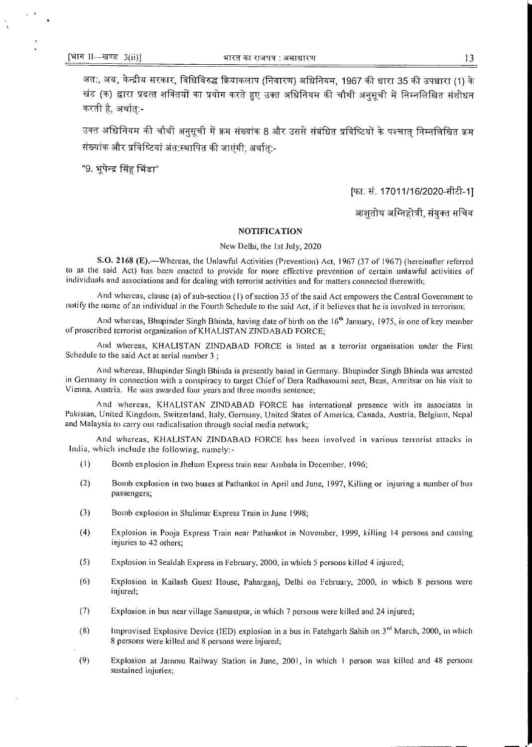अतः, अब, केन्द्रीय सरकार, विधिविरुद्ध क्रियाकलाप (निवारण) अधिनियम, 1967 की धारा 35 की उपधारा (1) के खंड (क) द्वारा प्रदत्त शक्तियों का प्रयोग करते हुए उक्त अधिनियम की चौथी अनुसूची में निम्नलिखित संशोधन करती है, अर्थात्:-

उक्त अधिनियम की चौथी अनुसूची में क्रम संख्यांक 8 और उससे संबंधित प्रविष्टियों के पश्चात् निम्नलिखित क्रम संख्यांक और प्रविष्टियां अंत:स्थापित की जाएंगी, अर्थात्:-

"9. भूपेन्द्र सिंह भिंडा"

[फा. सं. 17011/16/2020-सीटी-1]

आशुतोष अग्निहोत्री, संयुक्त सचिव

## NOTIFICATION

New Delhi, the 1st July, 2020

**S.O. 2168 (E).**—Whereas, the Unlawful Activities (Prevention) Act, 1967 (37 of 1967) (hereinafter referred to as the said Act) has been enacted to provide for more effective prevention of certain unlawful activities of individuals and associations and for dealing with terrorist activities and for matters connected therewith;

And whereas, clause (a) of sub-section (1) of section 35 of the said Act empowers the Central Government to notify the name of an individual in the Fourth Schedule to the said Act, if it believes that he is involved in terrorism;

And whereas, Bhupinder Singh Bhinda, having date of birth on the 16th January, 1975, is one of key member of proscribed terrorist organization of KHALISTAN ZINDABAD FORCE;

And whereas, KHALISTAN ZINDABAD FORCE is listed as a terrorist organisation under the First Schedule to the said Act at serial number 3 ;

And whereas, Bhupinder Singh Bhinda is presently based in Germany. Bhupinder Singh Bhinda was arrested in Germany in connection with a conspiracy to target Chief of Dera Radhasoami sect, Beas, Amritsar on his visit to Vienna, Austria. He was awarded four years and three months sentence;

And whereas, KHALISTAN ZINDABAD FORCE has international presence with its associates in Pakistan, United Kingdom, Switzerland, Italy, Germany, United States of America, Canada, Austria, Belgium, Nepal and Malaysia to carry out radicalisation through social media network;

And whereas, KHALISTAN ZINDABAD FORCE has been involved in various terrorist attacks in India, which include the following, namely:-

(1) Bomb explosion in Jhelum Express train near Ambala in December, 1996;

(2) Bomb explosion in two buses at Pathankot in April and June, 1997, Killing or injuring a number of bus passengers;

(3) Bomb explosion in Shalimar Express Train in June 1998;

(4) Explosion in Pooja Express Train near Pathankot in November, 1999, killing 14 persons and causing injuries to 42 others;

(5) Explosion in Sealdah Express in February, 2000, in which 5 persons killed 4 injured;

(6) Explosion in Kailash Guest House, Paharganj, Delhi on February, 2000, in which 8 persons were injured;

(7) Explosion in bus near village Samastpur, in which 7 persons were killed and 24 injured;

(8) Improvised Explosive Device (IED) explosion in a bus in Fatehgarh Sahib on 3rd March, 2000, in which 8 persons were killed and 8 persons were injured;

(9) Explosion at Jammu Railway Station in June, 2001, in which 1 person was killed and 48 persons sustained injuries;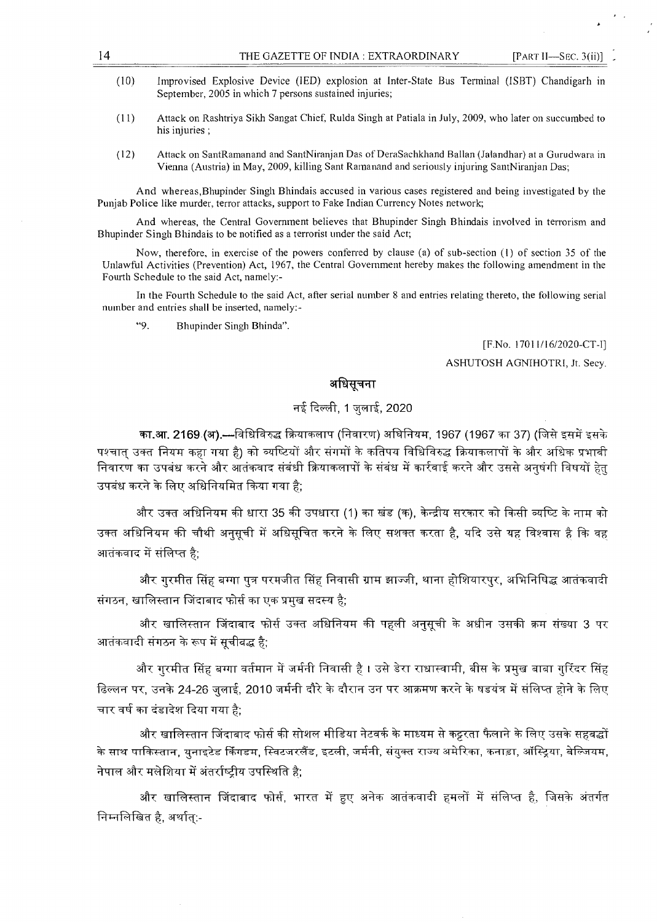(10) Improvised Explosive Device (IED) explosion at Inter-State Bus Terminal (ISBT) Chandigarh in September, 2005 in which 7 persons sustained injuries;

(11) Attack on Rashtriya Sikh Sangat Chief, Rulda Singh at Patiala in July, 2009, who later on succumbed to his injuries ;

(12) Attack on SantRamanand and SantNiranjan Das of DeraSachkhand Ballan (Jalandhar) at a Gurudwara in Vienna (Austria) in May, 2009, killing Sant Ramanand and seriously injuring SantNiranjan Das;

And whereas,Bhupinder Singh Bhindais accused in various cases registered and being investigated by the Punjab Police like murder, terror attacks, support to Fake Indian Currency Notes network;

And whereas, the Central Government believes that Bhupinder Singh Bhindais involved in terrorism and Bhupinder Singh Bhindais to be notified as a terrorist under the said Act;

Now, therefore, in exercise of the powers conferred by clause (a) of sub-section (1) of section 35 of the Unlawful Activities (Prevention) Act, 1967, the Central Government hereby makes the following amendment in the Fourth Schedule to the said Act, namely:-

In the Fourth Schedule to the said Act, after serial number 8 and entries relating thereto, the following serial number and entries shall be inserted, namely:-

"9. Bhupinder Singh Bhinda".

[F.No. 17011/16/2020-CT-I]

ASHUTOSH AGNIHOTRI, Jt. Secy.

## अधिसूचना

नई दिल्ली, 1 जुलाई, 2020

**का.आ. 2169 (अ).**—विधिविरुद्ध क्रियाकलाप (निवारण) अधिनियम, 1967 (1967 का 37) (जिसे इसमें इसके पश्चात् उक्त नियम कहा गया है) को व्यष्टियों और संगमों के कतिपय विधिविरुद्ध क्रियाकलापों के और अधिक प्रभावी निवारण का उपबंध करने और आतंकवाद संबंधी क्रियाकलापों के संबंध में कार्रवाई करने और उससे अनुषंगी विषयों हेतु उपबंध करने के लिए अधिनियमित किया गया है;

और उक्त अधिनियम की धारा 35 की उपधारा (1) का खंड (क), केन्द्रीय सरकार को किसी व्यष्टि के नाम को उक्त अधिनियम की चौथी अनुसूची में अधिसूचित करने के लिए सशक्त करता है, यदि उसे यह विश्वास है कि वह आतंकवाद में संलिप्त है;

और गुरमीत सिंह बग्गा पुत्र परमजीत सिंह निवासी ग्राम झाज्जी, थाना होशियारपुर, अभिनिषिद्ध आतंकवादी संगठन, खालिस्तान जिंदाबाद फोर्स का एक प्रमुख सदस्य है;

और खालिस्तान जिंदाबाद फोर्स उक्त अधिनियम की पहली अनुसूची के अधीन उसकी क्रम संख्या 3 पर आतंकवादी संगठन के रूप में सूचीबद्ध है;

और गुरमीत सिंह बग्गा वर्तमान में जर्मनी निवासी है । उसे डेरा राधास्वामी, बीस के प्रमुख बाबा गुरिंदर सिंह ढिल्लन पर, उनके 24-26 जुलाई, 2010 जर्मनी दौरे के दौरान उन पर आक्रमण करने के षडयंत्र में संलिप्त होने के लिए चार वर्ष का दंडादेश दिया गया है;

और खालिस्तान जिंदाबाद फोर्स की सोशल मीडिया नेटवर्क के माध्यम से कट्टरता फैलाने के लिए उसके सहबद्धों के साथ पाकिस्तान, युनाइटेड किंगडम, स्विटजरलैंड, इटली, जर्मनी, संयुक्त राज्य अमेरिका, कनाडा, ऑस्ट्रिया, बेल्जियम, नेपाल और मलेशिया में अंतर्राष्ट्रीय उपस्थिति है;

और खालिस्तान जिंदाबाद फोर्स, भारत में हुए अनेक आतंकवादी हमलों में संलिप्त है, जिसके अंतर्गत निम्नलिखित है, अर्थात्:-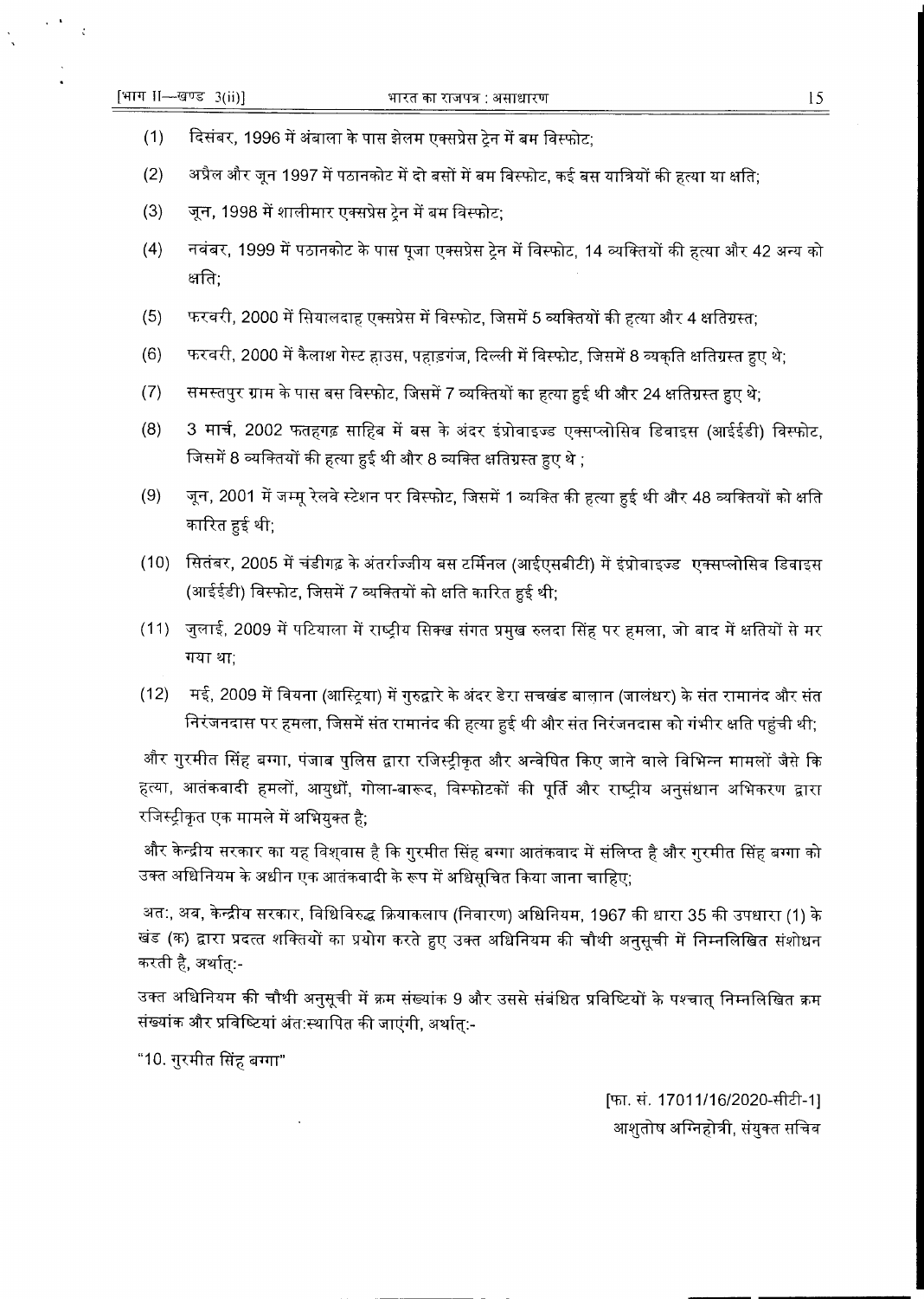(1) दिसंबर, 1996 में अंबाला के पास झेलम एक्सप्रेस ट्रेन में बम विस्फोट;

(2) अप्रैल और जून 1997 में पठानकोट में दो बसों में बम विस्फोट, कई बस यात्रियों की हत्या या क्षति;

(3) जून, 1998 में शालीमार एक्सप्रेस ट्रेन में बम विस्फोट;

(4) नवंबर, 1999 में पठानकोट के पास पूजा एक्सप्रेस ट्रेन में विस्फोट, 14 व्यक्तियों की हत्या और 42 अन्य को क्षति;

(5) फरवरी, 2000 में सियालदाह एक्सप्रेस में विस्फोट, जिसमें 5 व्यक्तियों की हत्या और 4 क्षतिग्रस्त;

(6) फरवरी, 2000 में कैलाश गेस्ट हाउस, पहाड़गंज, दिल्ली में विस्फोट, जिसमें 8 व्यकृति क्षतिग्रस्त हुए थे;

(7) समस्तपुर ग्राम के पास बस विस्फोट, जिसमें 7 व्यक्तियों का हत्या हुई थी और 24 क्षतिग्रस्त हुए थे;

(8) 3 मार्च, 2002 फतहगढ़ साहिब में बस के अंदर इंप्रोवाइज्ड एक्सप्लोसिव डिवाइस (आईईडी) विस्फोट, जिसमें 8 व्यक्तियों की हत्या हुई थी और 8 व्यक्ति क्षतिग्रस्त हुए थे ;

(9) जून, 2001 में जम्मू रेलवे स्टेशन पर विस्फोट, जिसमें 1 व्यक्ति की हत्या हुई थी और 48 व्यक्तियों को क्षति कारित हुई थी;

(10) सितंबर, 2005 में चंडीगढ़ के अंतर्राज्जीय बस टर्मिनल (आईएसबीटी) में इंप्रोवाइज्ड एक्सप्लोसिव डिवाइस (आईईडी) विस्फोट, जिसमें 7 व्यक्तियों को क्षति कारित हुई थी;

(11) जुलाई, 2009 में पटियाला में राष्ट्रीय सिक्ख संगत प्रमुख रुलदा सिंह पर हमला, जो बाद में क्षतियों से मर गया था;

(12) मई, 2009 में वियना (आस्ट्रिया) में गुरुद्वारे के अंदर डेरा सचखंड बालान (जालंधर) के संत रामानंद और संत निरंजनदास पर हमला, जिसमें संत रामानंद की हत्या हुई थी और संत निरंजनदास को गंभीर क्षति पहुंची थी;

और गुरमीत सिंह बग्गा, पंजाब पुलिस द्वारा रजिस्ट्रीकृत और अन्वेषित किए जाने वाले विभिन्न मामलों जैसे कि हत्या, आतंकवादी हमलों, आयुधों, गोला-बारूद, विस्फोटकों की पूर्ति और राष्ट्रीय अनुसंधान अभिकरण द्वारा रजिस्ट्रीकृत एक मामले में अभियुक्त है;

और केन्द्रीय सरकार का यह विश्वास है कि गुरमीत सिंह बग्गा आतंकवाद में संलिप्त है और गुरमीत सिंह बग्गा को उक्त अधिनियम के अधीन एक आतंकवादी के रूप में अधिसूचित किया जाना चाहिए;

अतः, अब, केन्द्रीय सरकार, विधिविरुद्ध क्रियाकलाप (निवारण) अधिनियम, 1967 की धारा 35 की उपधारा (1) के खंड (क) द्वारा प्रदत्त शक्तियों का प्रयोग करते हुए उक्त अधिनियम की चौथी अनुसूची में निम्नलिखित संशोधन करती है, अर्थात्:-

उक्त अधिनियम की चौथी अनुसूची में क्रम संख्यांक 9 और उससे संबंधित प्रविष्टियों के पश्चात् निम्नलिखित क्रम संख्यांक और प्रविष्टियां अंतःस्थापित की जाएंगी, अर्थात्:-

"10. गुरमीत सिंह बग्गा"

[फा. सं. 17011/16/2020-सीटी-1]

आशुतोष अग्निहोत्री, संयुक्त सचिव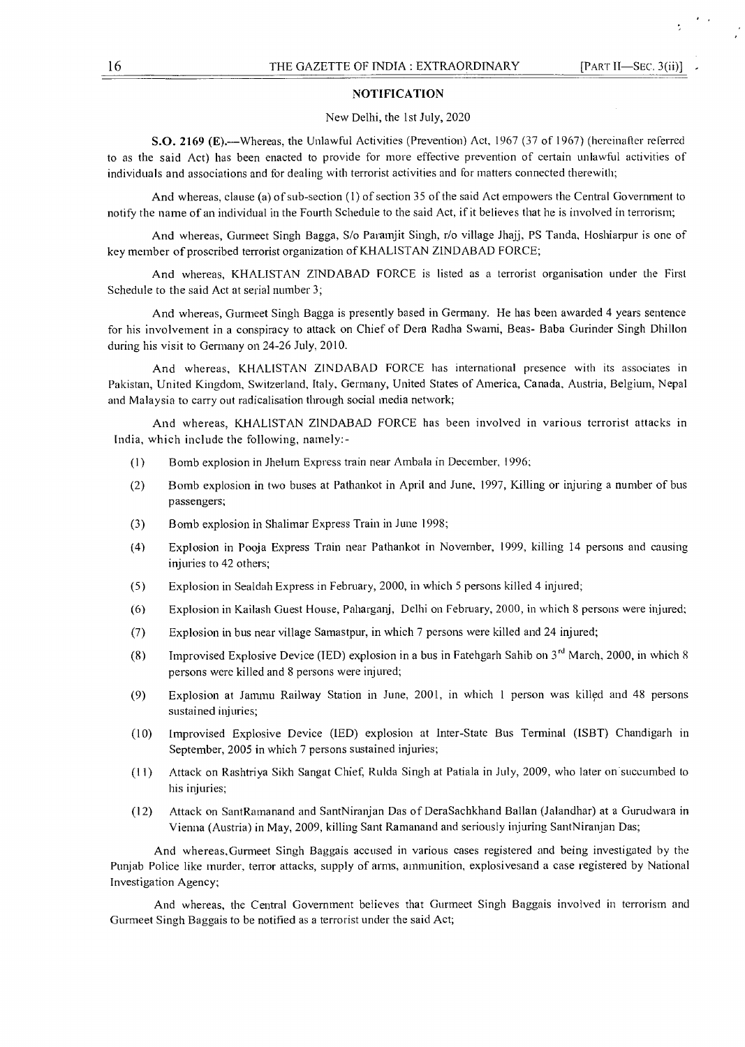## NOTIFICATION

New Delhi, the 1st July, 2020

**S.O. 2169 (E).**—Whereas, the Unlawful Activities (Prevention) Act, 1967 (37 of 1967) (hereinafter referred to as the said Act) has been enacted to provide for more effective prevention of certain unlawful activities of individuals and associations and for dealing with terrorist activities and for matters connected therewith;

And whereas, clause (a) of sub-section (1) of section 35 of the said Act empowers the Central Government to notify the name of an individual in the Fourth Schedule to the said Act, if it believes that he is involved in terrorism;

And whereas, Gurmeet Singh Bagga, S/o Paramjit Singh, r/o village Jhajj, PS Tanda, Hoshiarpur is one of key member of proscribed terrorist organization of KHALISTAN ZINDABAD FORCE;

And whereas, KHALISTAN ZINDABAD FORCE is listed as a terrorist organisation under the First Schedule to the said Act at serial number 3;

And whereas, Gurmeet Singh Bagga is presently based in Germany. He has been awarded 4 years sentence for his involvement in a conspiracy to attack on Chief of Dera Radha Swami, Beas- Baba Gurinder Singh Dhillon during his visit to Germany on 24-26 July, 2010.

And whereas, KHALISTAN ZINDABAD FORCE has international presence with its associates in Pakistan, United Kingdom, Switzerland, Italy, Germany, United States of America, Canada, Austria, Belgium, Nepal and Malaysia to carry out radicalisation through social media network;

And whereas, KHALISTAN ZINDABAD FORCE has been involved in various terrorist attacks in India, which include the following, namely:-

(1) Bomb explosion in Jhelum Express train near Ambala in December, 1996;

(2) Bomb explosion in two buses at Pathankot in April and June, 1997, Killing or injuring a number of bus passengers;

(3) Bomb explosion in Shalimar Express Train in June 1998;

(4) Explosion in Pooja Express Train near Pathankot in November, 1999, killing 14 persons and causing injuries to 42 others;

(5) Explosion in Sealdah Express in February, 2000, in which 5 persons killed 4 injured;

(6) Explosion in Kailash Guest House, Paharganj, Delhi on February, 2000, in which 8 persons were injured;

(7) Explosion in bus near village Samastpur, in which 7 persons were killed and 24 injured;

(8) Improvised Explosive Device (IED) explosion in a bus in Fatehgarh Sahib on 3rd March, 2000, in which 8 persons were killed and 8 persons were injured;

(9) Explosion at Jammu Railway Station in June, 2001, in which 1 person was killed and 48 persons sustained injuries;

(10) Improvised Explosive Device (IED) explosion at Inter-State Bus Terminal (ISBT) Chandigarh in September, 2005 in which 7 persons sustained injuries;

(11) Attack on Rashtriya Sikh Sangat Chief, Rulda Singh at Patiala in July, 2009, who later on succumbed to his injuries;

(12) Attack on SantRamanand and SantNiranjan Das of DeraSachkhand Ballan (Jalandhar) at a Gurudwara in Vienna (Austria) in May, 2009, killing Sant Ramanand and seriously injuring SantNiranjan Das;

And whereas,Gurmeet Singh Baggais accused in various cases registered and being investigated by the Punjab Police like murder, terror attacks, supply of arms, ammunition, explosivesand a case registered by National Investigation Agency;

And whereas, the Central Government believes that Gurmeet Singh Baggais involved in terrorism and Gurmeet Singh Baggais to be notified as a terrorist under the said Act;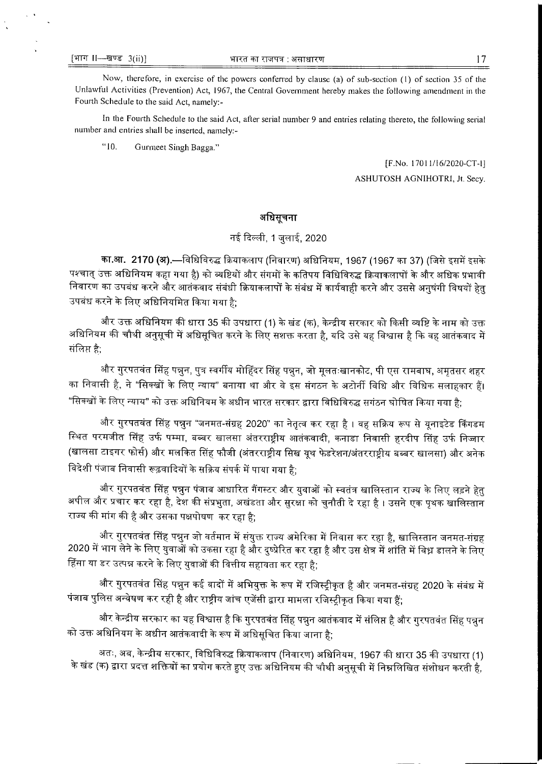Now, therefore, in exercise of the powers conferred by clause (a) of sub-section (1) of section 35 of the Unlawful Activities (Prevention) Act, 1967, the Central Government hereby makes the following amendment in the Fourth Schedule to the said Act, namely:-

In the Fourth Schedule to the said Act, after serial number 9 and entries relating thereto, the following serial number and entries shall be inserted, namely:-

"10. Gurmeet Singh Bagga."

[F.No. 17011/16/2020-CT-I]

ASHUTOSH AGNIHOTRI, Jt. Secy.

## अधिसूचना

नई दिल्ली, 1 जुलाई, 2020

**का.आ. 2170 (अ).**—विधिविरुद्ध क्रियाकलाप (निवारण) अधिनियम, 1967 (1967 का 37) (जिसे इसमें इसके पश्चात् उक्त अधिनियम कहा गया है) को व्यष्टियों और संगमों के कतिपय विधिविरुद्ध क्रियाकलापों के और अधिक प्रभावी निवारण का उपबंध करने और आतंकवाद संबंधी क्रियाकलापों के संबंध में कार्यवाही करने और उससे अनुषंगी विषयों हेतु उपबंध करने के लिए अधिनियमित किया गया है;

और उक्त अधिनियम की धारा 35 की उपधारा (1) के खंड (क), केन्द्रीय सरकार को किसी व्यष्टि के नाम को उक्त अधिनियम की चौथी अनुसूची में अधिसूचित करने के लिए सशक्त करता है, यदि उसे यह विश्वास है कि वह आतंकवाद में संलिप्त है;

और गुरपतवंत सिंह पन्नुन, पुत्र स्वर्गीय मोहिंदर सिंह पन्नुन, जो मूलतःखानकोट, पी एस रामबाघ, अमृतसर शहर का निवासी है, ने "सिक्खों के लिए न्याय" बनाया था और वे इस संगठन के अटोर्नी विधि और विधिक सलाहकार हैं। "सिक्खों के लिए न्याय" को उक्त अधिनियम के अधीन भारत सरकार द्वारा विधिविरुद्ध संगठन घोषित किया गया है;

और गुरपतवंत सिंह पन्नुन "जनमत-संग्रह 2020" का नेतृत्व कर रहा है । वह सक्रिय रूप से यूनाइटेड किंगडम स्थित परमजीत सिंह उर्फ पम्मा, बब्बर खालसा अंतरराष्ट्रीय आतंकवादी, कनाडा निवासी हरदीप सिंह उर्फ निज्जार (खालसा टाइगर फोर्स) और मलकित सिंह फौजी (अंतरराष्ट्रीय सिख यूथ फेडरेशन/अंतरराष्ट्रीय बब्बर खालसा) और अनेक विदेशी पंजाब निवासी रूढ़वादियों के सक्रिय संपर्क में पाया गया है;

और गुरपतवंत सिंह पन्नुन पंजाब आधारित गैंगस्टर और युवाओं को स्वतंत्र खालिस्तान राज्य के लिए लड़ने हेतु अपील और प्रचार कर रहा है, देश की संप्रभुता, अखंडता और सुरक्षा को चुनौती दे रहा है । उसने एक पृथक खालिस्तान राज्य की मांग की है और उसका पक्षपोषण कर रहा है;

और गुरपतवंत सिंह पन्नुन जो वर्तमान में संयुक्त राज्य अमेरिका में निवास कर रहा है, खालिस्तान जनमत-संग्रह 2020 में भाग लेने के लिए युवाओं को उकसा रहा है और दुष्प्रेरित कर रहा है और उस क्षेत्र में शांति में विघ्न डालने के लिए हिंसा या डर उत्पन्न करने के लिए युवाओं की वित्तीय सहायता कर रहा है;

और गुरपतवंत सिंह पन्नुन कई वादों में अभियुक्त के रूप में रजिस्ट्रीकृत है और जनमत-संग्रह 2020 के संबंध में पंजाब पुलिस अन्वेषण कर रही है और राष्ट्रीय जांच एजेंसी द्वारा मामला रजिस्ट्रीकृत किया गया हैं;

और केन्द्रीय सरकार का यह विश्वास है कि गुरपतवंत सिंह पन्नुन आतंकवाद में संलिप्त है और गुरपतवंत सिंह पन्नुन को उक्त अधिनियम के अधीन आतंकवादी के रूप में अधिसूचित किया जाना है;

अतः, अब, केन्द्रीय सरकार, विधिविरुद्ध क्रियाकलाप (निवारण) अधिनियम, 1967 की धारा 35 की उपधारा (1) के खंड (क) द्वारा प्रदत्त शक्तियों का प्रयोग करते हुए उक्त अधिनियम की चौथी अनुसूची में निम्नलिखित संशोधन करती है,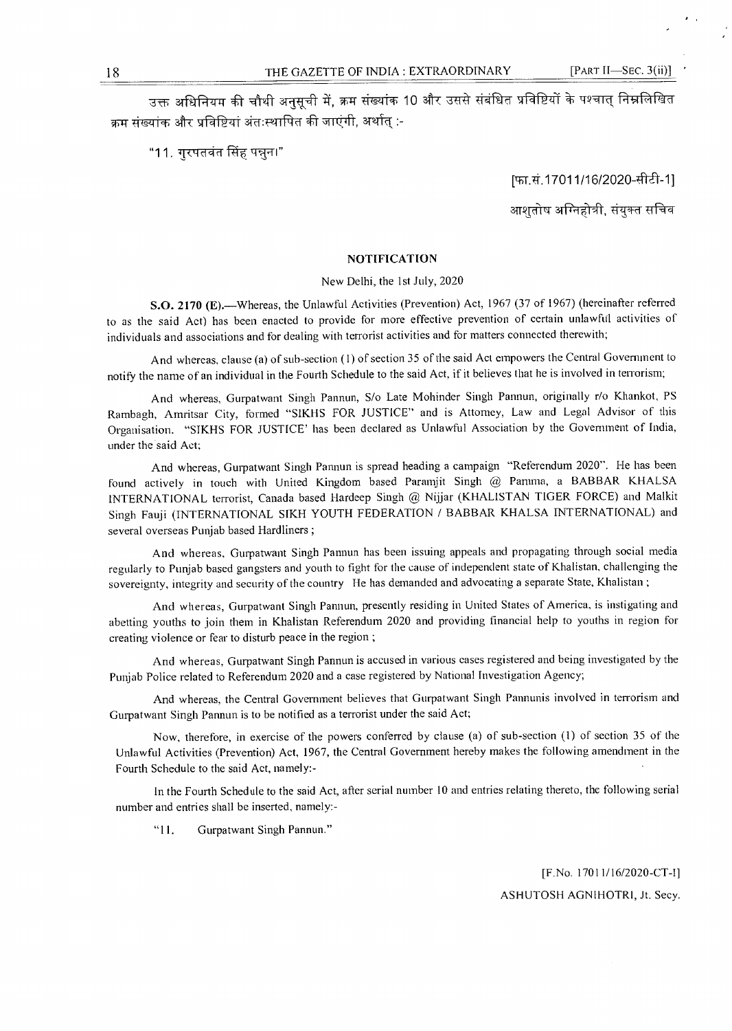उक्त अधिनियम की चौथी अनुसूची में, क्रम संख्यांक 10 और उससे संबंधित प्रविष्टियों के पश्चात् निम्नलिखित क्रम संख्यांक और प्रविष्टियां अंतःस्थापित की जाएंगी, अर्थात् :-

"11. गुरपतवंत सिंह पन्नुन।"

[फा.सं.17011/16/2020-सीटी-1]

आशुतोष अग्निहोत्री, संयुक्त सचिव

## NOTIFICATION

New Delhi, the 1st July, 2020

**S.O. 2170 (E).**—Whereas, the Unlawful Activities (Prevention) Act, 1967 (37 of 1967) (hereinafter referred to as the said Act) has been enacted to provide for more effective prevention of certain unlawful activities of individuals and associations and for dealing with terrorist activities and for matters connected therewith;

And whereas, clause (a) of sub-section (1) of section 35 of the said Act empowers the Central Government to notify the name of an individual in the Fourth Schedule to the said Act, if it believes that he is involved in terrorism;

And whereas, Gurpatwant Singh Pannun, S/o Late Mohinder Singh Pannun, originally r/o Khankot, PS Rambagh, Amritsar City, formed "SIKHS FOR JUSTICE" and is Attorney, Law and Legal Advisor of this Organisation. "SIKHS FOR JUSTICE' has been declared as Unlawful Association by the Government of India, under the said Act;

And whereas, Gurpatwant Singh Pannun is spread heading a campaign "Referendum 2020". He has been found actively in touch with United Kingdom based Paramjit Singh @ Pamma, a BABBAR KHALSA INTERNATIONAL terrorist, Canada based Hardeep Singh @ Nijjar (KHALISTAN TIGER FORCE) and Malkit Singh Fauji (INTERNATIONAL SIKH YOUTH FEDERATION / BABBAR KHALSA INTERNATIONAL) and several overseas Punjab based Hardliners ;

And whereas, Gurpatwant Singh Pannun has been issuing appeals and propagating through social media regularly to Punjab based gangsters and youth to fight for the cause of independent state of Khalistan, challenging the sovereignty, integrity and security of the country He has demanded and advocating a separate State, Khalistan ;

And whereas, Gurpatwant Singh Pannun, presently residing in United States of America, is instigating and abetting youths to join them in Khalistan Referendum 2020 and providing financial help to youths in region for creating violence or fear to disturb peace in the region ;

And whereas, Gurpatwant Singh Pannun is accused in various cases registered and being investigated by the Punjab Police related to Referendum 2020 and a case registered by National Investigation Agency;

And whereas, the Central Government believes that Gurpatwant Singh Pannunis involved in terrorism and Gurpatwant Singh Pannun is to be notified as a terrorist under the said Act;

Now, therefore, in exercise of the powers conferred by clause (a) of sub-section (1) of section 35 of the Unlawful Activities (Prevention) Act, 1967, the Central Government hereby makes the following amendment in the Fourth Schedule to the said Act, namely:-

In the Fourth Schedule to the said Act, after serial number 10 and entries relating thereto, the following serial number and entries shall be inserted, namely:-

"11. Gurpatwant Singh Pannun."

[F.No. 17011/16/2020-CT-I]

ASHUTOSH AGNIHOTRI, Jt. Secy.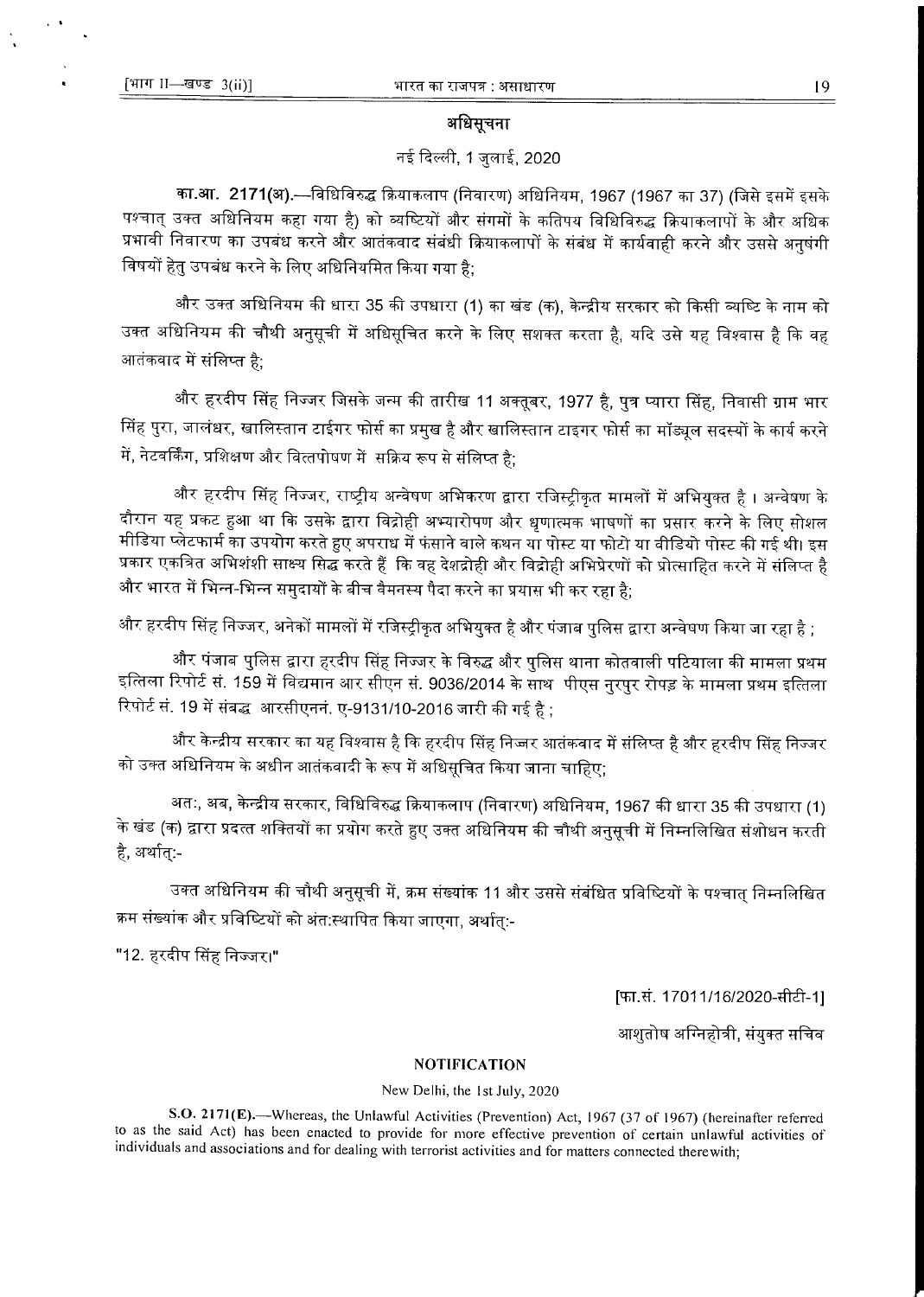## अधिसूचना

नई दिल्ली, 1 जुलाई, 2020

**का.आ. 2171(अ).**—विधिविरुद्ध क्रियाकलाप (निवारण) अधिनियम, 1967 (1967 का 37) (जिसे इसमें इसके पश्चात् उक्त अधिनियम कहा गया है) को व्यष्टियों और संगमों के कतिपय विधिविरुद्ध क्रियाकलापों के और अधिक प्रभावी निवारण का उपबंध करने और आतंकवाद संबंधी क्रियाकलापों के संबंध में कार्यवाही करने और उससे अनुषंगी विषयों हेतु उपबंध करने के लिए अधिनियमित किया गया है;

और उक्त अधिनियम की धारा 35 की उपधारा (1) का खंड (क), केन्द्रीय सरकार को किसी व्यष्टि के नाम को उक्त अधिनियम की चौथी अनुसूची में अधिसूचित करने के लिए सशक्त करता है, यदि उसे यह विश्वास है कि वह आतंकवाद में संलिप्त है;

और हरदीप सिंह निज्जर जिसके जन्म की तारीख 11 अक्तूबर, 1977 है, पुत्र प्यारा सिंह, निवासी ग्राम भार सिंह पुरा, जालंधर, खालिस्तान टाईगर फोर्स का प्रमुख है और खालिस्तान टाइगर फोर्स का मॉड्यूल सदस्यों के कार्य करने में, नेटवर्किंग, प्रशिक्षण और वित्तपोषण में सक्रिय रूप से संलिप्त है;

और हरदीप सिंह निज्जर, राष्ट्रीय अन्वेषण अभिकरण द्वारा रजिस्ट्रीकृत मामलों में अभियुक्त है । अन्वेषण के दौरान यह प्रकट हुआ था कि उसके द्वारा विद्रोही अभ्यारोपण और धृणात्मक भाषणों का प्रसार करने के लिए सोशल मीडिया प्लेटफार्म का उपयोग करते हुए अपराध में फंसाने वाले कथन या पोस्ट या फोटो या वीडियो पोस्ट की गई थी। इस प्रकार एकत्रित अभिशंसी साक्ष्य सिद्ध करते हैं कि वह देशद्रोही और विद्रोही अभिप्रेरणों को प्रोत्साहित करने में संलिप्त है और भारत में भिन्न-भिन्न समुदायों के बीच वैमनस्य पैदा करने का प्रयास भी कर रहा है;

और हरदीप सिंह निज्जर, अनेकों मामलों में रजिस्ट्रीकृत अभियुक्त है और पंजाब पुलिस द्वारा अन्वेषण किया जा रहा है ;

और पंजाब पुलिस द्वारा हरदीप सिंह निज्जर के विरुद्ध और पुलिस थाना कोतवाली पटियाला की मामला प्रथम इत्तिला रिपोर्ट सं. 159 में विद्यमान आर सीएन सं. 9036/2014 के साथ पीएस नुरपुर रोपड़ के मामला प्रथम इत्तिला रिपोर्ट सं. 19 में संबद्ध आरसीएननं. ए-9131/10-2016 जारी की गई है ;

और केन्द्रीय सरकार का यह विश्वास है कि हरदीप सिंह निज्जर आतंकवाद में संलिप्त है और हरदीप सिंह निज्जर को उक्त अधिनियम के अधीन आतंकवादी के रूप में अधिसूचित किया जाना चाहिए;

अतः, अब, केन्द्रीय सरकार, विधिविरुद्ध क्रियाकलाप (निवारण) अधिनियम, 1967 की धारा 35 की उपधारा (1) के खंड (क) द्वारा प्रदत्त शक्तियों का प्रयोग करते हुए उक्त अधिनियम की चौथी अनुसूची में निम्नलिखित संशोधन करती है, अर्थात्:-

उक्त अधिनियम की चौथी अनुसूची में, क्रम संख्यांक 11 और उससे संबंधित प्रविष्टियों के पश्चात् निम्नलिखित क्रम संख्यांक और प्रविष्टियों को अंत:स्थापित किया जाएगा, अर्थात्:-

"12. हरदीप सिंह निज्जर।"

[फा.सं. 17011/16/2020-सीटी-1]

आशुतोष अग्निहोत्री, संयुक्त सचिव

## NOTIFICATION

New Delhi, the 1st July, 2020

**S.O. 2171(E).**—Whereas, the Unlawful Activities (Prevention) Act, 1967 (37 of 1967) (hereinafter referred to as the said Act) has been enacted to provide for more effective prevention of certain unlawful activities of individuals and associations and for dealing with terrorist activities and for matters connected therewith;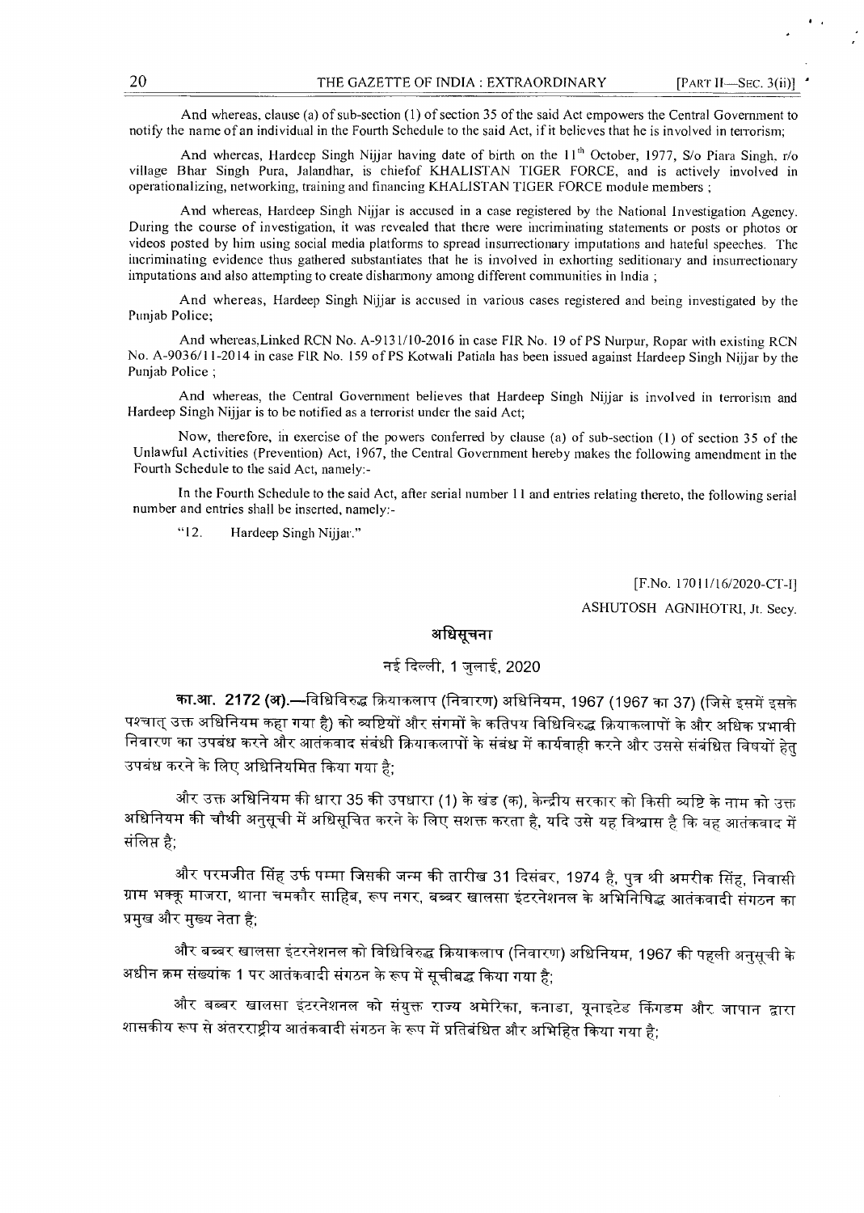And whereas, clause (a) of sub-section (1) of section 35 of the said Act empowers the Central Government to notify the name of an individual in the Fourth Schedule to the said Act, if it believes that he is involved in terrorism;

And whereas, Hardeep Singh Nijjar having date of birth on the 11th October, 1977, S/o Piara Singh, r/o village Bhar Singh Pura, Jalandhar, is chiefof KHALISTAN TIGER FORCE, and is actively involved in operationalizing, networking, training and financing KHALISTAN TIGER FORCE module members ;

And whereas, Hardeep Singh Nijjar is accused in a case registered by the National Investigation Agency. During the course of investigation, it was revealed that there were incriminating statements or posts or photos or videos posted by him using social media platforms to spread insurrectionary imputations and hateful speeches. The incriminating evidence thus gathered substantiates that he is involved in exhorting seditionary and insurrectionary imputations and also attempting to create disharmony among different communities in India ;

And whereas, Hardeep Singh Nijjar is accused in various cases registered and being investigated by the Punjab Police;

And whereas,Linked RCN No. A-9131/10-2016 in case FIR No. 19 of PS Nurpur, Ropar with existing RCN No. A-9036/11-2014 in case FIR No. 159 of PS Kotwali Patiala has been issued against Hardeep Singh Nijjar by the Punjab Police ;

And whereas, the Central Government believes that Hardeep Singh Nijjar is involved in terrorism and Hardeep Singh Nijjar is to be notified as a terrorist under the said Act;

Now, therefore, in exercise of the powers conferred by clause (a) of sub-section (1) of section 35 of the Unlawful Activities (Prevention) Act, 1967, the Central Government hereby makes the following amendment in the Fourth Schedule to the said Act, namely:-

In the Fourth Schedule to the said Act, after serial number 11 and entries relating thereto, the following serial number and entries shall be inserted, namely:-

"12. Hardeep Singh Nijjar."

[F.No. 17011/16/2020-CT-I]

ASHUTOSH AGNIHOTRI, Jt. Secy.

## अधिसूचना

नई दिल्ली, 1 जुलाई, 2020

**का.आ. 2172 (अ).**—विधिविरुद्ध क्रियाकलाप (निवारण) अधिनियम, 1967 (1967 का 37) (जिसे इसमें इसके पश्चात् उक्त अधिनियम कहा गया है) को व्यष्टियों और संगमों के कतिपय विधिविरुद्ध क्रियाकलापों के और अधिक प्रभावी निवारण का उपबंध करने और आतंकवाद संबंधी क्रियाकलापों के संबंध में कार्यवाही करने और उससे संबंधित विषयों हेतु उपबंध करने के लिए अधिनियमित किया गया है;

और उक्त अधिनियम की धारा 35 की उपधारा (1) के खंड (क), केन्द्रीय सरकार को किसी व्यष्टि के नाम को उक्त अधिनियम की चौथी अनुसूची में अधिसूचित करने के लिए सशक्त करता है, यदि उसे यह विश्वास है कि वह आतंकवाद में संलिप्त है;

और परमजीत सिंह उर्फ पम्मा जिसकी जन्म की तारीख 31 दिसंबर, 1974 है, पुत्र श्री अमरीक सिंह, निवासी ग्राम भक्कू माजरा, थाना चमकौर साहिब, रूप नगर, बब्बर खालसा इंटरनेशनल के अभिनिषिद्ध आतंकवादी संगठन का प्रमुख और मुख्य नेता है;

और बब्बर खालसा इंटरनेशनल को विधिविरुद्ध क्रियाकलाप (निवारण) अधिनियम, 1967 की पहली अनुसूची के अधीन क्रम संख्यांक 1 पर आतंकवादी संगठन के रूप में सूचीबद्ध किया गया है;

और बब्बर खालसा इंटरनेशनल को संयुक्त राज्य अमेरिका, कनाडा, यूनाइटेड किंगडम और जापान द्वारा शासकीय रूप से अंतरराष्ट्रीय आतंकवादी संगठन के रूप में प्रतिबंधित और अभिहित किया गया है;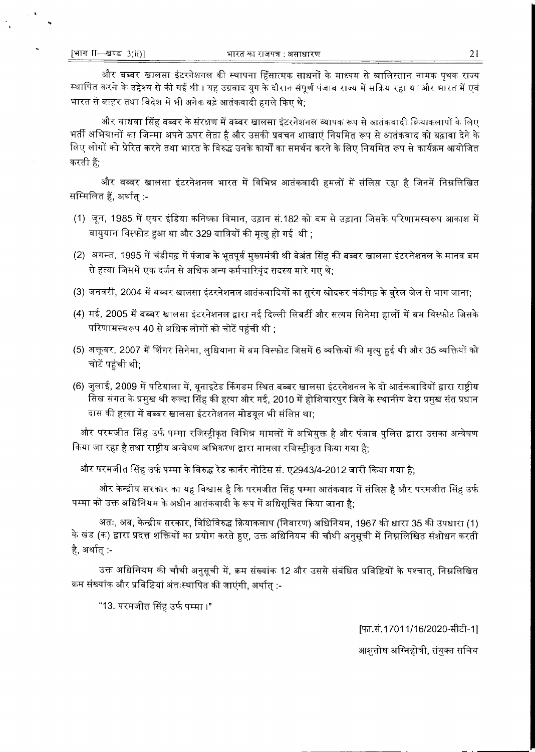और बब्बर खालसा इंटरनेशनल की स्थापना हिंसात्मक साधनों के माध्यम से खालिस्तान नामक पृथक राज्य स्थापित करने के उद्देश्य से की गई थी । यह उग्रवाद युग के दौरान संपूर्ण पंजाब राज्य में सक्रिय रहा था और भारत में एवं भारत से बाहर तथा विदेश में भी अनेक बड़े आतंकवादी हमले किए थे;

और वाधवा सिंह बब्बर के संरक्षण में बब्बर खालसा इंटरनेशनल व्यापक रूप से आतंकवादी क्रियाकलापों के लिए भर्ती अभियानों का जिम्मा अपने ऊपर लेता है और उसकी प्रवचन शाखाएं नियमित रूप से आतंकवाद को बढ़ावा देने के लिए लोगों को प्रेरित करने तथा भारत के विरुद्ध उनके कार्यों का समर्थन करने के लिए नियमित रूप से कार्यक्रम आयोजित करती हैं;

और बब्बर खालसा इंटरनेशनल भारत में विभिन्न आतंकवादी हमलों में संलिप्त रहा है जिनमें निम्नलिखित सम्मिलित हैं, अर्थात् :-

(1) जून, 1985 में एयर इंडिया कनिष्का विमान, उड़ान सं.182 को बम से उड़ाना जिसके परिणामस्वरूप आकाश में वायुयान विस्फोट हुआ था और 329 यात्रियों की मृत्यु हो गई थी ;

(2) अगस्त, 1995 में चंडीगढ़ में पंजाब के भूतपूर्व मुख्यमंत्री श्री बेअंत सिंह की बब्बर खालसा इंटरनेशनल के मानव बम से हत्या जिसमें एक दर्जन से अधिक अन्य कर्मचारिवृंद सदस्य मारे गए थे;

(3) जनवरी, 2004 में बब्बर खालसा इंटरनेशनल आतंकवादियों का सुरंग खोदकर चंडीगढ़ के बुरेल जेल से भाग जाना;

(4) मई, 2005 में बब्बर खालसा इंटरनेशनल द्वारा नई दिल्ली लिबर्टी और सत्यम सिनेमा हालों में बम विस्फोट जिसके परिणामस्वरूप 40 से अधिक लोगों को चोटें पहुंची थी ;

(5) अक्तूबर, 2007 में शिंगर सिनेमा, लुधियाना में बम विस्फोट जिसमें 6 व्यक्तियों की मृत्यु हुई थी और 35 व्यक्तियों को चोटें पहुंची थी;

(6) जुलाई, 2009 में पटियाला में, यूनाइटेड किंगडम स्थित बब्बर खालसा इंटरनेशनल के दो आतंकवादियों द्वारा राष्ट्रीय सिख संगत के प्रमुख श्री रूल्दा सिंह की हत्या और मई, 2010 में होशियारपुर जिले के स्थानीय डेरा प्रमुख संत प्रधान दास की हत्या में बब्बर खालसा इंटरनेशनल मोडयूल भी संलिप्त था;

और परमजीत सिंह उर्फ पम्मा रजिस्ट्रीकृत विभिन्न मामलों में अभियुक्त है और पंजाब पुलिस द्वारा उसका अन्वेषण किया जा रहा है तथा राष्ट्रीय अन्वेषण अभिकरण द्वारा मामला रजिस्ट्रीकृत किया गया है;

और परमजीत सिंह उर्फ पम्मा के विरुद्ध रेड कार्नर नोटिस सं. ए2943/4-2012 जारी किया गया है;

और केन्द्रीय सरकार का यह विश्वास है कि परमजीत सिंह पम्मा आतंकवाद में संलिप्त है और परमजीत सिंह उर्फ पम्मा को उक्त अधिनियम के अधीन आतंकवादी के रूप में अधिसूचित किया जाना है;

अतः, अब, केन्द्रीय सरकार, विधिविरुद्ध क्रियाकलाप (निवारण) अधिनियम, 1967 की धारा 35 की उपधारा (1) के खंड (क) द्वारा प्रदत्त शक्तियों का प्रयोग करते हुए, उक्त अधिनियम की चौथी अनुसूची में निम्नलिखित संशोधन करती है, अर्थात् :-

उक्त अधिनियम की चौथी अनुसूची में, क्रम संख्यांक 12 और उससे संबंधित प्रविष्टियों के पश्चात्, निम्नलिखित क्रम संख्यांक और प्रविष्टियां अंतःस्थापित की जाएंगी, अर्थात् :-

"13. परमजीत सिंह उर्फ पम्मा ।"

[फा.सं.17011/16/2020-सीटी-1]

आशुतोष अग्निहोत्री, संयुक्त सचिव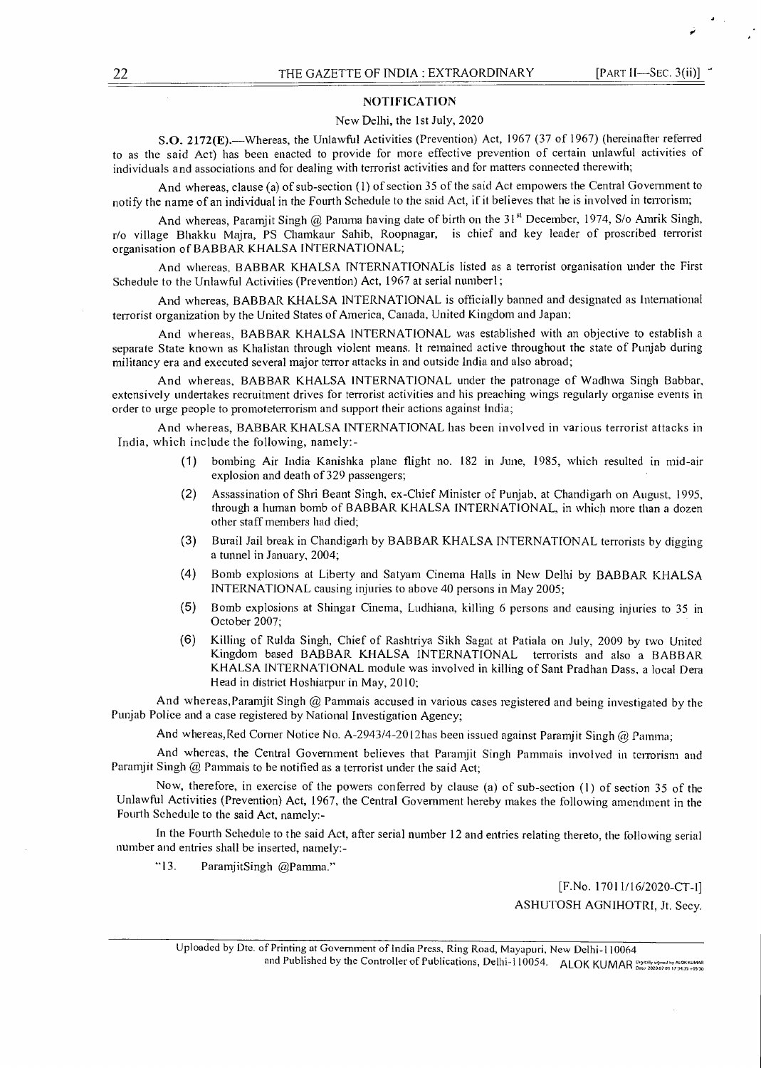## NOTIFICATION

New Delhi, the 1st July, 2020

**S.O. 2172(E).**—Whereas, the Unlawful Activities (Prevention) Act, 1967 (37 of 1967) (hereinafter referred to as the said Act) has been enacted to provide for more effective prevention of certain unlawful activities of individuals and associations and for dealing with terrorist activities and for matters connected therewith;

And whereas, clause (a) of sub-section (1) of section 35 of the said Act empowers the Central Government to notify the name of an individual in the Fourth Schedule to the said Act, if it believes that he is involved in terrorism;

And whereas, Paramjit Singh @ Pamma having date of birth on the 31st December, 1974, S/o Amrik Singh, r/o village Bhakku Majra, PS Chamkaur Sahib, Roopnagar, is chief and key leader of proscribed terrorist organisation of BABBAR KHALSA INTERNATIONAL;

And whereas, BABBAR KHALSA INTERNATIONALis listed as a terrorist organisation under the First Schedule to the Unlawful Activities (Prevention) Act, 1967 at serial number1;

And whereas, BABBAR KHALSA INTERNATIONAL is officially banned and designated as International terrorist organization by the United States of America, Canada, United Kingdom and Japan;

And whereas, BABBAR KHALSA INTERNATIONAL was established with an objective to establish a separate State known as Khalistan through violent means. It remained active throughout the state of Punjab during militancy era and executed several major terror attacks in and outside India and also abroad;

And whereas, BABBAR KHALSA INTERNATIONAL under the patronage of Wadhwa Singh Babbar, extensively undertakes recruitment drives for terrorist activities and his preaching wings regularly organise events in order to urge people to promoteterrorism and support their actions against India;

And whereas, BABBAR KHALSA INTERNATIONAL has been involved in various terrorist attacks in India, which include the following, namely:-

(1) bombing Air India Kanishka plane flight no. 182 in June, 1985, which resulted in mid-air explosion and death of 329 passengers;

(2) Assassination of Shri Beant Singh, ex-Chief Minister of Punjab, at Chandigarh on August, 1995, through a human bomb of BABBAR KHALSA INTERNATIONAL, in which more than a dozen other staff members had died;

(3) Burail Jail break in Chandigarh by BABBAR KHALSA INTERNATIONAL terrorists by digging a tunnel in January, 2004;

(4) Bomb explosions at Liberty and Satyam Cinema Halls in New Delhi by BABBAR KHALSA INTERNATIONAL causing injuries to above 40 persons in May 2005;

(5) Bomb explosions at Shingar Cinema, Ludhiana, killing 6 persons and causing injuries to 35 in October 2007;

(6) Killing of Rulda Singh, Chief of Rashtriya Sikh Sagat at Patiala on July, 2009 by two United Kingdom based BABBAR KHALSA INTERNATIONAL terrorists and also a BABBAR KHALSA INTERNATIONAL module was involved in killing of Sant Pradhan Dass, a local Dera Head in district Hoshiarpur in May, 2010;

And whereas,Paramjit Singh @ Pammais accused in various cases registered and being investigated by the Punjab Police and a case registered by National Investigation Agency;

And whereas,Red Corner Notice No. A-2943/4-2012has been issued against Paramjit Singh @ Pamma;

And whereas, the Central Government believes that Paramjit Singh Pammais involved in terrorism and Paramjit Singh @ Pammais to be notified as a terrorist under the said Act;

Now, therefore, in exercise of the powers conferred by clause (a) of sub-section (1) of section 35 of the Unlawful Activities (Prevention) Act, 1967, the Central Government hereby makes the following amendment in the Fourth Schedule to the said Act, namely:-

In the Fourth Schedule to the said Act, after serial number 12 and entries relating thereto, the following serial number and entries shall be inserted, namely:-

"13. ParamjitSingh @Pamma."

[F.No. 17011/16/2020-CT-I]

ASHUTOSH AGNIHOTRI, Jt. Secy.

Uploaded by Dte. of Printing at Government of India Press, Ring Road, Mayapuri, New Delhi-110064 and Published by the Controller of Publications, Delhi-110054. ALOK KUMAR